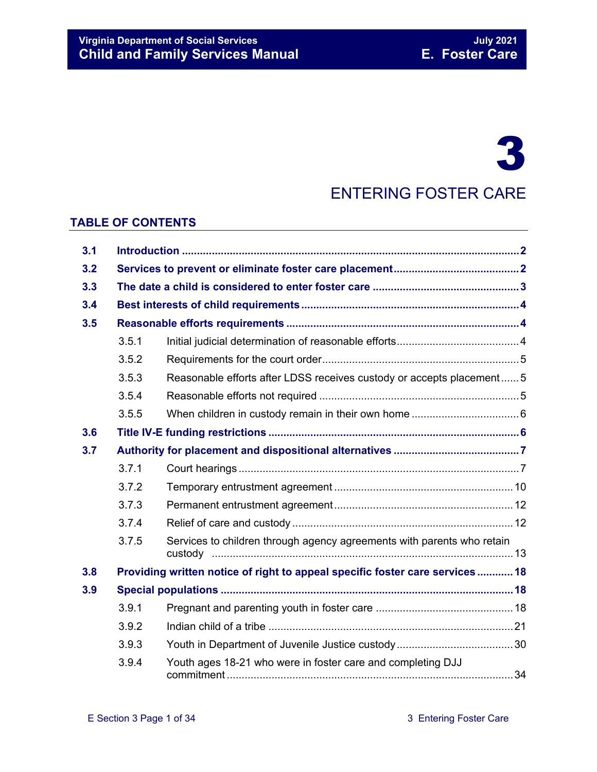# 3

## ENTERING FOSTER CARE

### TABLE OF CONTENTS

| | | | |
|---|---|---|---|
| **3.1** | **Introduction** | | **2** |
| **3.2** | **Services to prevent or eliminate foster care placement** | | **2** |
| **3.3** | **The date a child is considered to enter foster care** | | **3** |
| **3.4** | **Best interests of child requirements** | | **4** |
| **3.5** | **Reasonable efforts requirements** | | **4** |
| | 3.5.1 | Initial judicial determination of reasonable efforts | 4 |
| | 3.5.2 | Requirements for the court order | 5 |
| | 3.5.3 | Reasonable efforts after LDSS receives custody or accepts placement | 5 |
| | 3.5.4 | Reasonable efforts not required | 5 |
| | 3.5.5 | When children in custody remain in their own home | 6 |
| **3.6** | **Title IV-E funding restrictions** | | **6** |
| **3.7** | **Authority for placement and dispositional alternatives** | | **7** |
| | 3.7.1 | Court hearings | 7 |
| | 3.7.2 | Temporary entrustment agreement | 10 |
| | 3.7.3 | Permanent entrustment agreement | 12 |
| | 3.7.4 | Relief of care and custody | 12 |
| | 3.7.5 | Services to children through agency agreements with parents who retain custody | 13 |
| **3.8** | **Providing written notice of right to appeal specific foster care services** | | **18** |
| **3.9** | **Special populations** | | **18** |
| | 3.9.1 | Pregnant and parenting youth in foster care | 18 |
| | 3.9.2 | Indian child of a tribe | 21 |
| | 3.9.3 | Youth in Department of Juvenile Justice custody | 30 |
| | 3.9.4 | Youth ages 18-21 who were in foster care and completing DJJ commitment | 34 |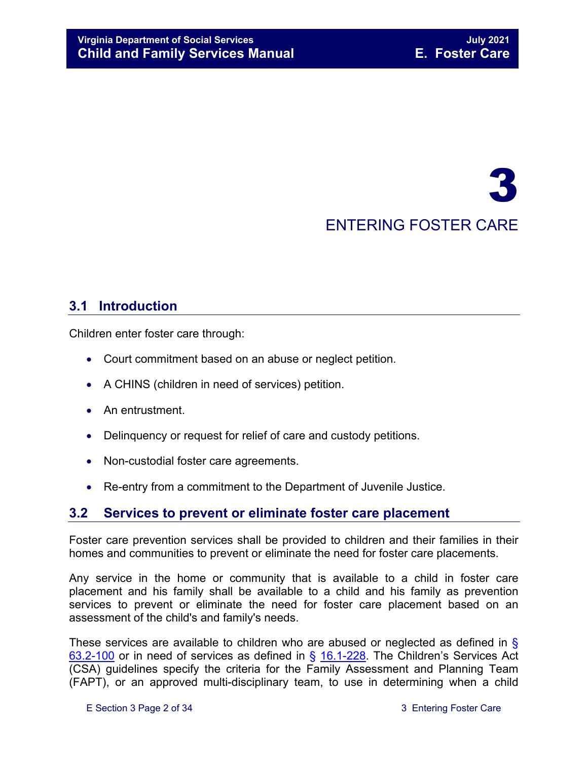# 3

# ENTERING FOSTER CARE

## 3.1 Introduction

Children enter foster care through:

- Court commitment based on an abuse or neglect petition.
- A CHINS (children in need of services) petition.
- An entrustment.
- Delinquency or request for relief of care and custody petitions.
- Non-custodial foster care agreements.
- Re-entry from a commitment to the Department of Juvenile Justice.

## 3.2 Services to prevent or eliminate foster care placement

Foster care prevention services shall be provided to children and their families in their homes and communities to prevent or eliminate the need for foster care placements.

Any service in the home or community that is available to a child in foster care placement and his family shall be available to a child and his family as prevention services to prevent or eliminate the need for foster care placement based on an assessment of the child's and family's needs.

These services are available to children who are abused or neglected as defined in § 63.2-100 or in need of services as defined in § 16.1-228. The Children's Services Act (CSA) guidelines specify the criteria for the Family Assessment and Planning Team (FAPT), or an approved multi-disciplinary team, to use in determining when a child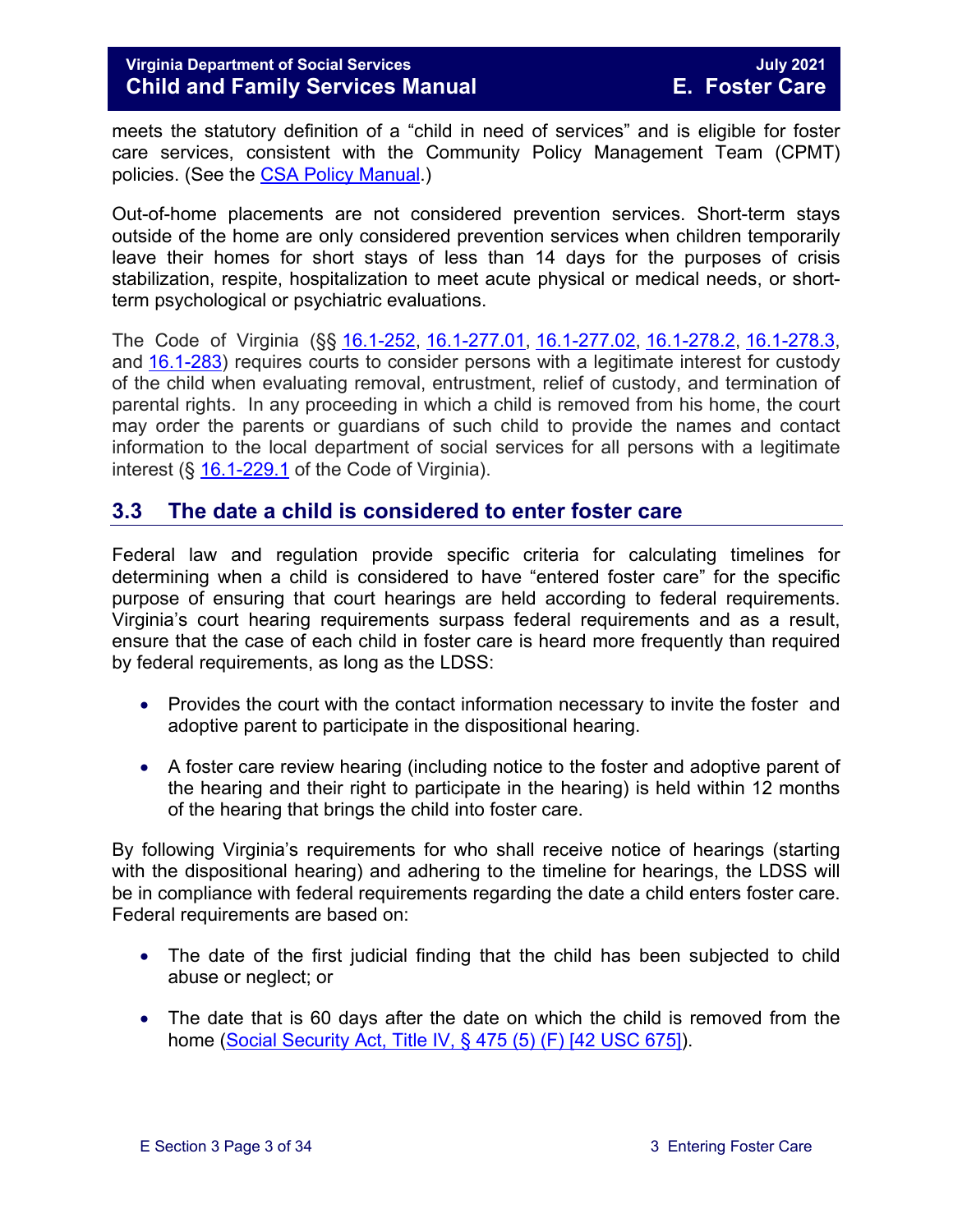meets the statutory definition of a "child in need of services" and is eligible for foster care services, consistent with the Community Policy Management Team (CPMT) policies. (See the CSA Policy Manual.)

Out-of-home placements are not considered prevention services. Short-term stays outside of the home are only considered prevention services when children temporarily leave their homes for short stays of less than 14 days for the purposes of crisis stabilization, respite, hospitalization to meet acute physical or medical needs, or short-term psychological or psychiatric evaluations.

The Code of Virginia (§§ 16.1-252, 16.1-277.01, 16.1-277.02, 16.1-278.2, 16.1-278.3, and 16.1-283) requires courts to consider persons with a legitimate interest for custody of the child when evaluating removal, entrustment, relief of custody, and termination of parental rights. In any proceeding in which a child is removed from his home, the court may order the parents or guardians of such child to provide the names and contact information to the local department of social services for all persons with a legitimate interest (§ 16.1-229.1 of the Code of Virginia).

## 3.3 The date a child is considered to enter foster care

Federal law and regulation provide specific criteria for calculating timelines for determining when a child is considered to have "entered foster care" for the specific purpose of ensuring that court hearings are held according to federal requirements. Virginia's court hearing requirements surpass federal requirements and as a result, ensure that the case of each child in foster care is heard more frequently than required by federal requirements, as long as the LDSS:

- Provides the court with the contact information necessary to invite the foster and adoptive parent to participate in the dispositional hearing.
- A foster care review hearing (including notice to the foster and adoptive parent of the hearing and their right to participate in the hearing) is held within 12 months of the hearing that brings the child into foster care.

By following Virginia's requirements for who shall receive notice of hearings (starting with the dispositional hearing) and adhering to the timeline for hearings, the LDSS will be in compliance with federal requirements regarding the date a child enters foster care. Federal requirements are based on:

- The date of the first judicial finding that the child has been subjected to child abuse or neglect; or
- The date that is 60 days after the date on which the child is removed from the home (Social Security Act, Title IV, § 475 (5) (F) [42 USC 675]).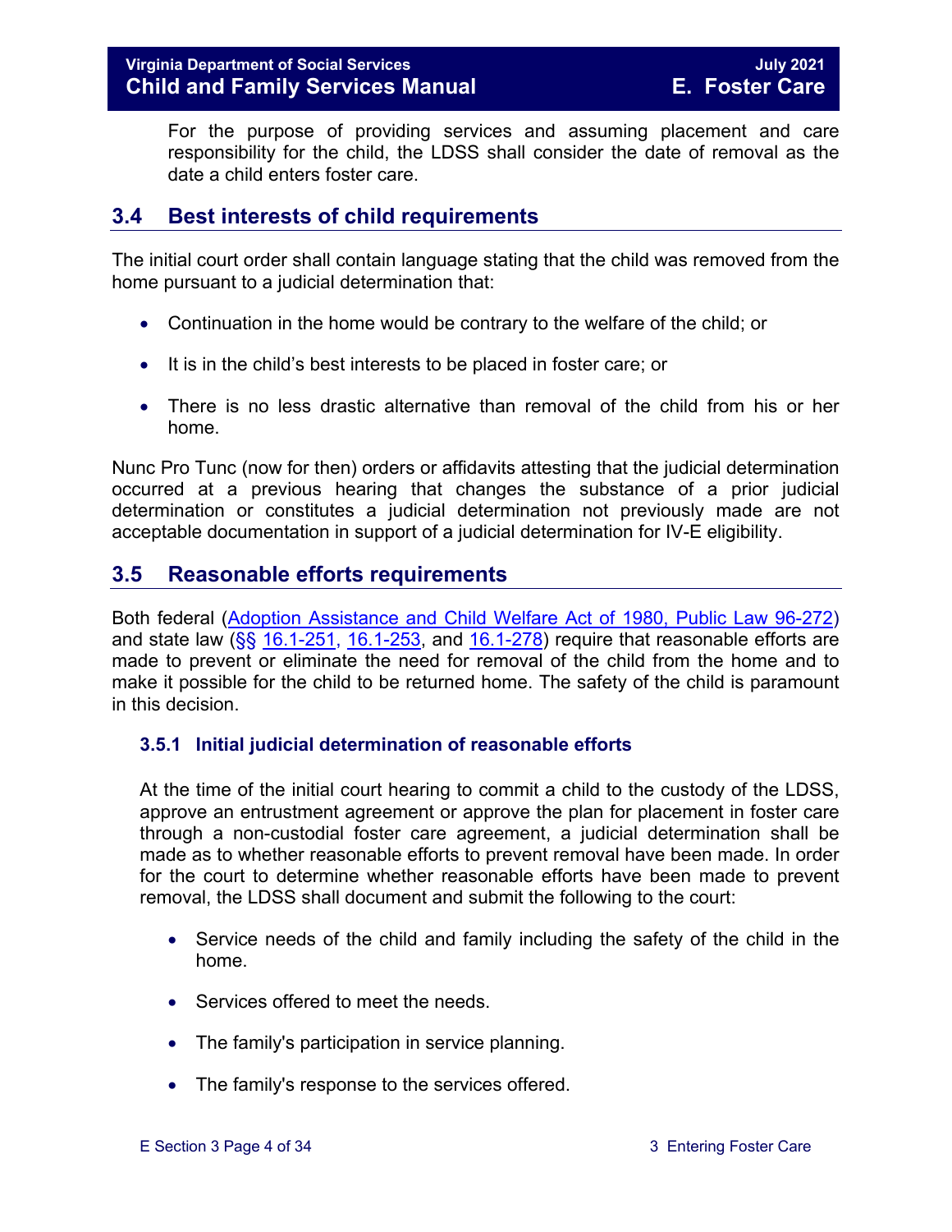For the purpose of providing services and assuming placement and care responsibility for the child, the LDSS shall consider the date of removal as the date a child enters foster care.

## 3.4 Best interests of child requirements

The initial court order shall contain language stating that the child was removed from the home pursuant to a judicial determination that:

- Continuation in the home would be contrary to the welfare of the child; or
- It is in the child's best interests to be placed in foster care; or
- There is no less drastic alternative than removal of the child from his or her home.

Nunc Pro Tunc (now for then) orders or affidavits attesting that the judicial determination occurred at a previous hearing that changes the substance of a prior judicial determination or constitutes a judicial determination not previously made are not acceptable documentation in support of a judicial determination for IV-E eligibility.

## 3.5 Reasonable efforts requirements

Both federal (Adoption Assistance and Child Welfare Act of 1980, Public Law 96-272) and state law (§§ 16.1-251, 16.1-253, and 16.1-278) require that reasonable efforts are made to prevent or eliminate the need for removal of the child from the home and to make it possible for the child to be returned home. The safety of the child is paramount in this decision.

### 3.5.1 Initial judicial determination of reasonable efforts

At the time of the initial court hearing to commit a child to the custody of the LDSS, approve an entrustment agreement or approve the plan for placement in foster care through a non-custodial foster care agreement, a judicial determination shall be made as to whether reasonable efforts to prevent removal have been made. In order for the court to determine whether reasonable efforts have been made to prevent removal, the LDSS shall document and submit the following to the court:

- Service needs of the child and family including the safety of the child in the home.
- Services offered to meet the needs.
- The family's participation in service planning.
- The family's response to the services offered.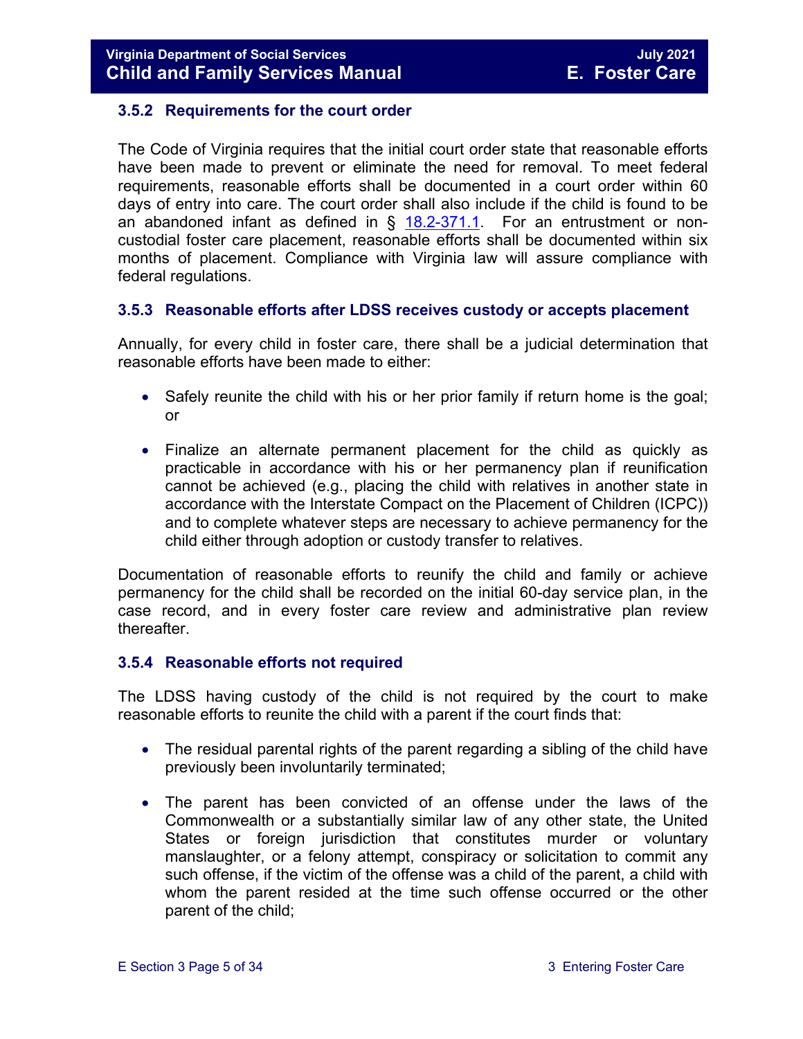### 3.5.2 Requirements for the court order

The Code of Virginia requires that the initial court order state that reasonable efforts have been made to prevent or eliminate the need for removal. To meet federal requirements, reasonable efforts shall be documented in a court order within 60 days of entry into care. The court order shall also include if the child is found to be an abandoned infant as defined in § 18.2-371.1. For an entrustment or non-custodial foster care placement, reasonable efforts shall be documented within six months of placement. Compliance with Virginia law will assure compliance with federal regulations.

### 3.5.3 Reasonable efforts after LDSS receives custody or accepts placement

Annually, for every child in foster care, there shall be a judicial determination that reasonable efforts have been made to either:

- Safely reunite the child with his or her prior family if return home is the goal; or
- Finalize an alternate permanent placement for the child as quickly as practicable in accordance with his or her permanency plan if reunification cannot be achieved (e.g., placing the child with relatives in another state in accordance with the Interstate Compact on the Placement of Children (ICPC)) and to complete whatever steps are necessary to achieve permanency for the child either through adoption or custody transfer to relatives.

Documentation of reasonable efforts to reunify the child and family or achieve permanency for the child shall be recorded on the initial 60-day service plan, in the case record, and in every foster care review and administrative plan review thereafter.

### 3.5.4 Reasonable efforts not required

The LDSS having custody of the child is not required by the court to make reasonable efforts to reunite the child with a parent if the court finds that:

- The residual parental rights of the parent regarding a sibling of the child have previously been involuntarily terminated;
- The parent has been convicted of an offense under the laws of the Commonwealth or a substantially similar law of any other state, the United States or foreign jurisdiction that constitutes murder or voluntary manslaughter, or a felony attempt, conspiracy or solicitation to commit any such offense, if the victim of the offense was a child of the parent, a child with whom the parent resided at the time such offense occurred or the other parent of the child;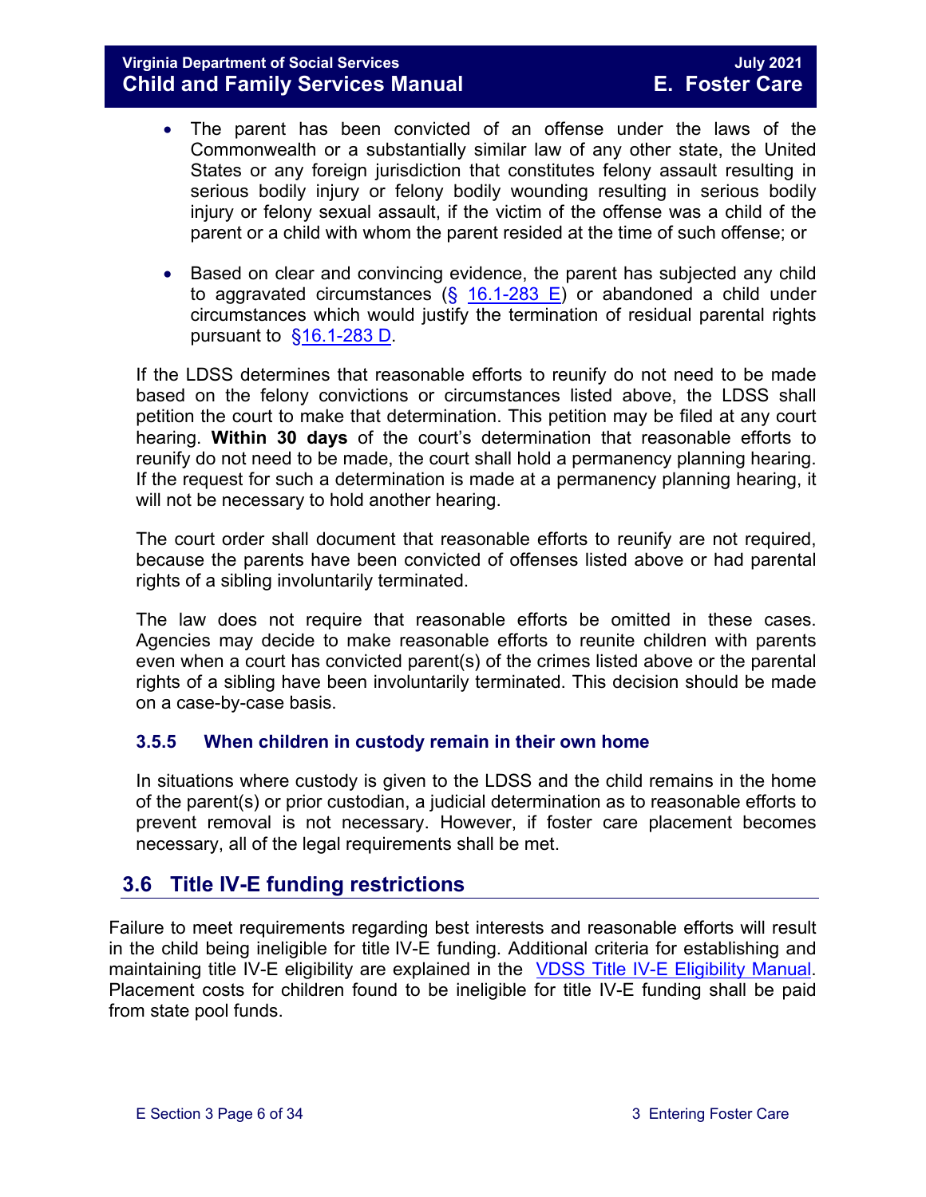- The parent has been convicted of an offense under the laws of the Commonwealth or a substantially similar law of any other state, the United States or any foreign jurisdiction that constitutes felony assault resulting in serious bodily injury or felony bodily wounding resulting in serious bodily injury or felony sexual assault, if the victim of the offense was a child of the parent or a child with whom the parent resided at the time of such offense; or

- Based on clear and convincing evidence, the parent has subjected any child to aggravated circumstances (§ 16.1-283 E) or abandoned a child under circumstances which would justify the termination of residual parental rights pursuant to §16.1-283 D.

If the LDSS determines that reasonable efforts to reunify do not need to be made based on the felony convictions or circumstances listed above, the LDSS shall petition the court to make that determination. This petition may be filed at any court hearing. **Within 30 days** of the court's determination that reasonable efforts to reunify do not need to be made, the court shall hold a permanency planning hearing. If the request for such a determination is made at a permanency planning hearing, it will not be necessary to hold another hearing.

The court order shall document that reasonable efforts to reunify are not required, because the parents have been convicted of offenses listed above or had parental rights of a sibling involuntarily terminated.

The law does not require that reasonable efforts be omitted in these cases. Agencies may decide to make reasonable efforts to reunite children with parents even when a court has convicted parent(s) of the crimes listed above or the parental rights of a sibling have been involuntarily terminated. This decision should be made on a case-by-case basis.

### 3.5.5 When children in custody remain in their own home

In situations where custody is given to the LDSS and the child remains in the home of the parent(s) or prior custodian, a judicial determination as to reasonable efforts to prevent removal is not necessary. However, if foster care placement becomes necessary, all of the legal requirements shall be met.

## 3.6 Title IV-E funding restrictions

Failure to meet requirements regarding best interests and reasonable efforts will result in the child being ineligible for title IV-E funding. Additional criteria for establishing and maintaining title IV-E eligibility are explained in the VDSS Title IV-E Eligibility Manual. Placement costs for children found to be ineligible for title IV-E funding shall be paid from state pool funds.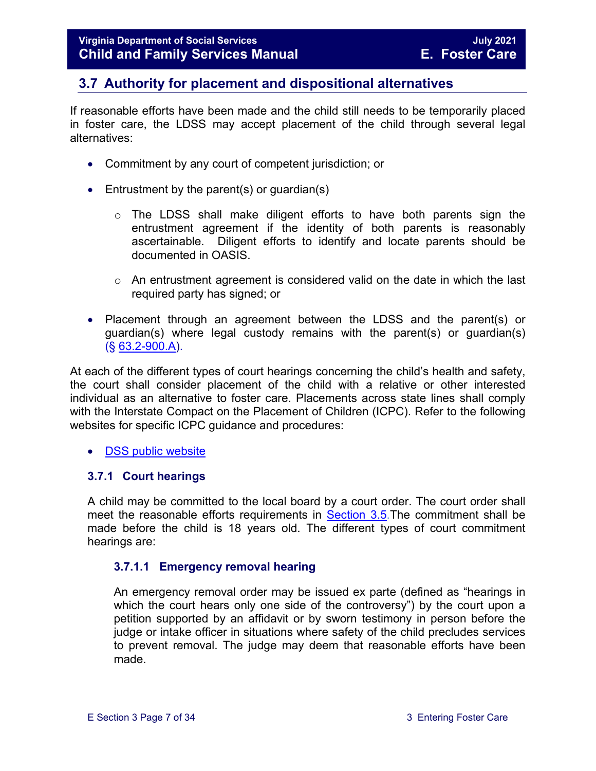## 3.7 Authority for placement and dispositional alternatives

If reasonable efforts have been made and the child still needs to be temporarily placed in foster care, the LDSS may accept placement of the child through several legal alternatives:

- Commitment by any court of competent jurisdiction; or
- Entrustment by the parent(s) or guardian(s)
  - The LDSS shall make diligent efforts to have both parents sign the entrustment agreement if the identity of both parents is reasonably ascertainable. Diligent efforts to identify and locate parents should be documented in OASIS.
  - An entrustment agreement is considered valid on the date in which the last required party has signed; or
- Placement through an agreement between the LDSS and the parent(s) or guardian(s) where legal custody remains with the parent(s) or guardian(s) (§ 63.2-900.A).

At each of the different types of court hearings concerning the child's health and safety, the court shall consider placement of the child with a relative or other interested individual as an alternative to foster care. Placements across state lines shall comply with the Interstate Compact on the Placement of Children (ICPC). Refer to the following websites for specific ICPC guidance and procedures:

- DSS public website

### 3.7.1 Court hearings

A child may be committed to the local board by a court order. The court order shall meet the reasonable efforts requirements in Section 3.5. The commitment shall be made before the child is 18 years old. The different types of court commitment hearings are:

#### 3.7.1.1 Emergency removal hearing

An emergency removal order may be issued ex parte (defined as "hearings in which the court hears only one side of the controversy") by the court upon a petition supported by an affidavit or by sworn testimony in person before the judge or intake officer in situations where safety of the child precludes services to prevent removal. The judge may deem that reasonable efforts have been made.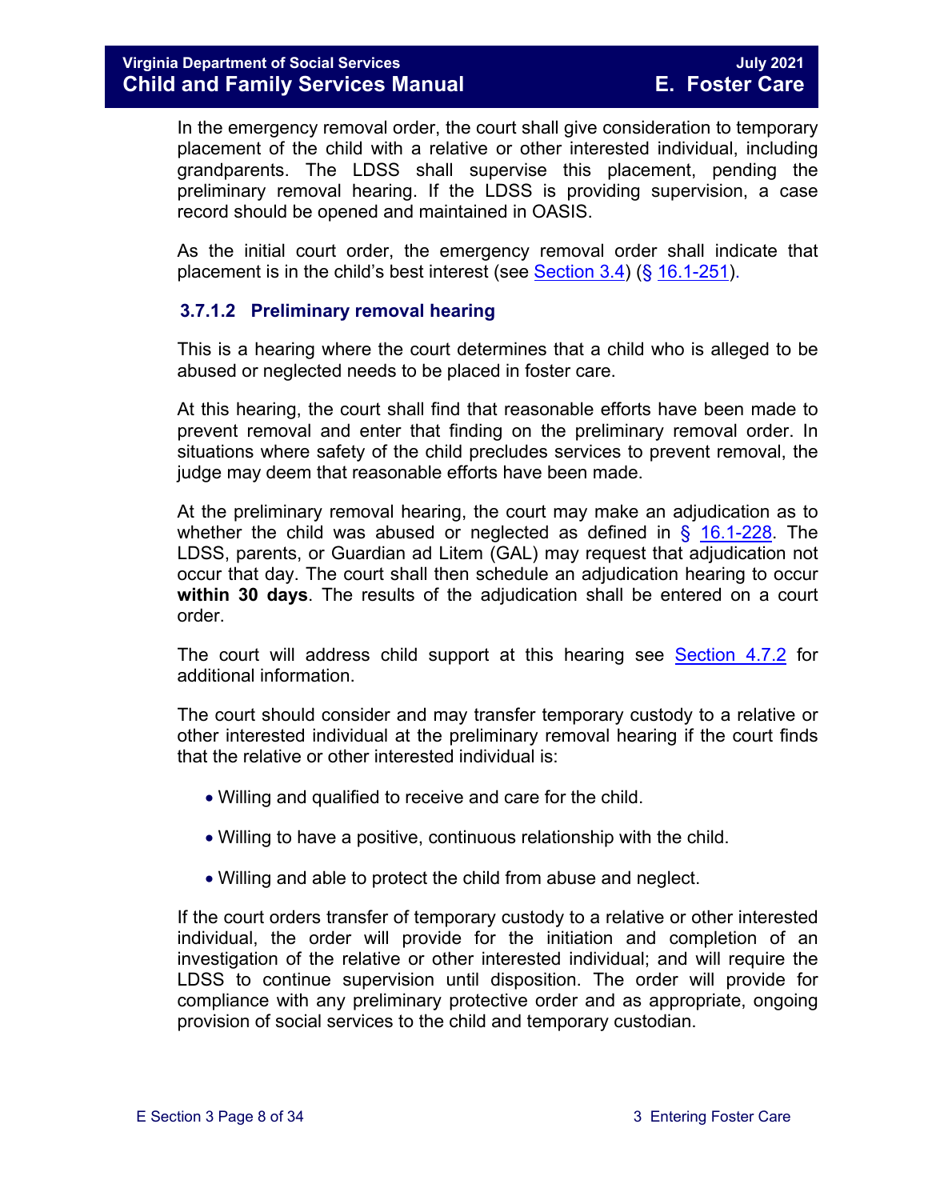In the emergency removal order, the court shall give consideration to temporary placement of the child with a relative or other interested individual, including grandparents. The LDSS shall supervise this placement, pending the preliminary removal hearing. If the LDSS is providing supervision, a case record should be opened and maintained in OASIS.

As the initial court order, the emergency removal order shall indicate that placement is in the child's best interest (see Section 3.4) (§ 16.1-251).

#### 3.7.1.2 Preliminary removal hearing

This is a hearing where the court determines that a child who is alleged to be abused or neglected needs to be placed in foster care.

At this hearing, the court shall find that reasonable efforts have been made to prevent removal and enter that finding on the preliminary removal order. In situations where safety of the child precludes services to prevent removal, the judge may deem that reasonable efforts have been made.

At the preliminary removal hearing, the court may make an adjudication as to whether the child was abused or neglected as defined in § 16.1-228. The LDSS, parents, or Guardian ad Litem (GAL) may request that adjudication not occur that day. The court shall then schedule an adjudication hearing to occur **within 30 days**. The results of the adjudication shall be entered on a court order.

The court will address child support at this hearing see Section 4.7.2 for additional information.

The court should consider and may transfer temporary custody to a relative or other interested individual at the preliminary removal hearing if the court finds that the relative or other interested individual is:

- Willing and qualified to receive and care for the child.
- Willing to have a positive, continuous relationship with the child.
- Willing and able to protect the child from abuse and neglect.

If the court orders transfer of temporary custody to a relative or other interested individual, the order will provide for the initiation and completion of an investigation of the relative or other interested individual; and will require the LDSS to continue supervision until disposition. The order will provide for compliance with any preliminary protective order and as appropriate, ongoing provision of social services to the child and temporary custodian.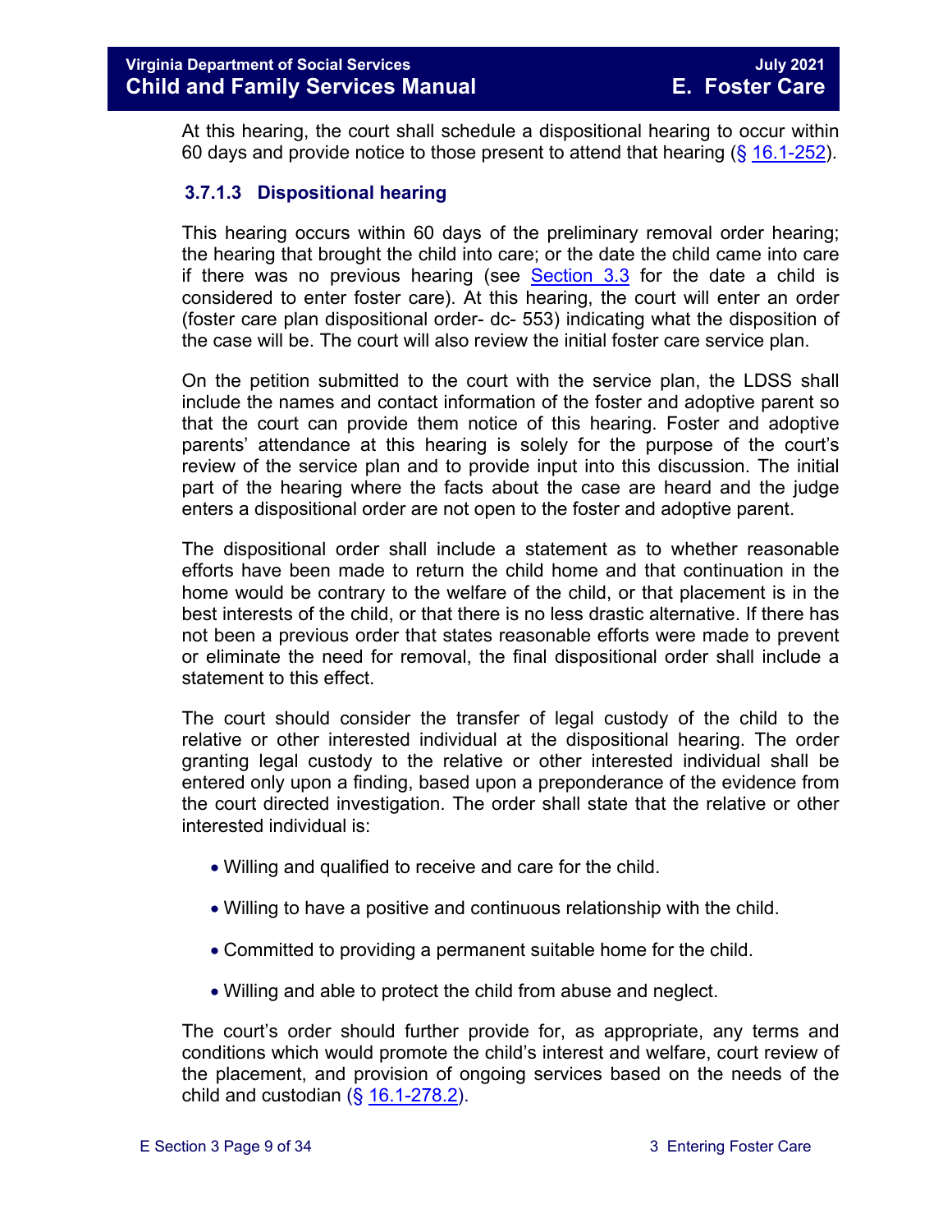At this hearing, the court shall schedule a dispositional hearing to occur within 60 days and provide notice to those present to attend that hearing (§ 16.1-252).

### 3.7.1.3 Dispositional hearing

This hearing occurs within 60 days of the preliminary removal order hearing; the hearing that brought the child into care; or the date the child came into care if there was no previous hearing (see Section 3.3 for the date a child is considered to enter foster care). At this hearing, the court will enter an order (foster care plan dispositional order- dc- 553) indicating what the disposition of the case will be. The court will also review the initial foster care service plan.

On the petition submitted to the court with the service plan, the LDSS shall include the names and contact information of the foster and adoptive parent so that the court can provide them notice of this hearing. Foster and adoptive parents' attendance at this hearing is solely for the purpose of the court's review of the service plan and to provide input into this discussion. The initial part of the hearing where the facts about the case are heard and the judge enters a dispositional order are not open to the foster and adoptive parent.

The dispositional order shall include a statement as to whether reasonable efforts have been made to return the child home and that continuation in the home would be contrary to the welfare of the child, or that placement is in the best interests of the child, or that there is no less drastic alternative. If there has not been a previous order that states reasonable efforts were made to prevent or eliminate the need for removal, the final dispositional order shall include a statement to this effect.

The court should consider the transfer of legal custody of the child to the relative or other interested individual at the dispositional hearing. The order granting legal custody to the relative or other interested individual shall be entered only upon a finding, based upon a preponderance of the evidence from the court directed investigation. The order shall state that the relative or other interested individual is:

- Willing and qualified to receive and care for the child.
- Willing to have a positive and continuous relationship with the child.
- Committed to providing a permanent suitable home for the child.
- Willing and able to protect the child from abuse and neglect.

The court's order should further provide for, as appropriate, any terms and conditions which would promote the child's interest and welfare, court review of the placement, and provision of ongoing services based on the needs of the child and custodian (§ 16.1-278.2).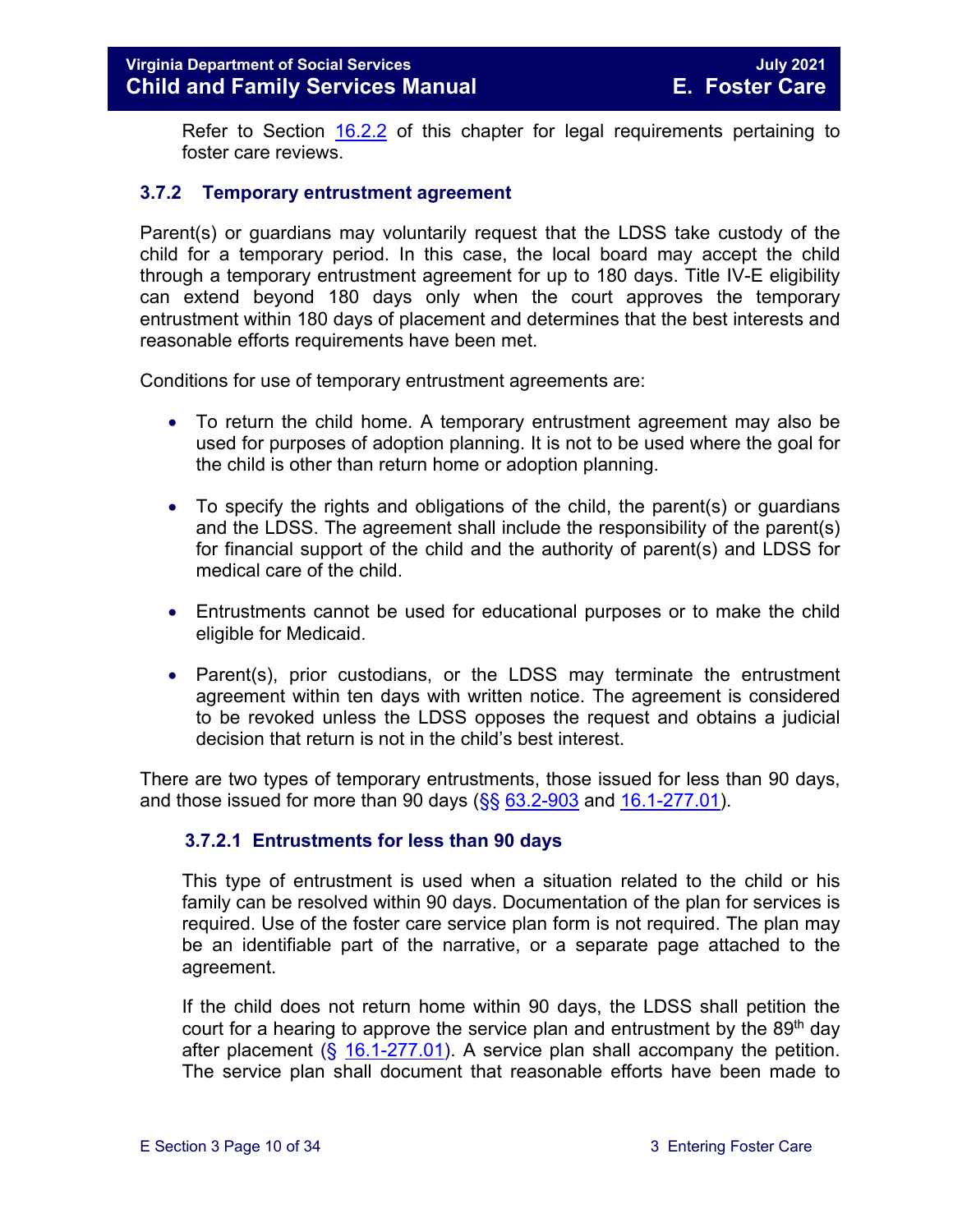Refer to Section 16.2.2 of this chapter for legal requirements pertaining to foster care reviews.

### 3.7.2 Temporary entrustment agreement

Parent(s) or guardians may voluntarily request that the LDSS take custody of the child for a temporary period. In this case, the local board may accept the child through a temporary entrustment agreement for up to 180 days. Title IV-E eligibility can extend beyond 180 days only when the court approves the temporary entrustment within 180 days of placement and determines that the best interests and reasonable efforts requirements have been met.

Conditions for use of temporary entrustment agreements are:

- To return the child home. A temporary entrustment agreement may also be used for purposes of adoption planning. It is not to be used where the goal for the child is other than return home or adoption planning.
- To specify the rights and obligations of the child, the parent(s) or guardians and the LDSS. The agreement shall include the responsibility of the parent(s) for financial support of the child and the authority of parent(s) and LDSS for medical care of the child.
- Entrustments cannot be used for educational purposes or to make the child eligible for Medicaid.
- Parent(s), prior custodians, or the LDSS may terminate the entrustment agreement within ten days with written notice. The agreement is considered to be revoked unless the LDSS opposes the request and obtains a judicial decision that return is not in the child's best interest.

There are two types of temporary entrustments, those issued for less than 90 days, and those issued for more than 90 days (§§ 63.2-903 and 16.1-277.01).

#### 3.7.2.1 Entrustments for less than 90 days

This type of entrustment is used when a situation related to the child or his family can be resolved within 90 days. Documentation of the plan for services is required. Use of the foster care service plan form is not required. The plan may be an identifiable part of the narrative, or a separate page attached to the agreement.

If the child does not return home within 90 days, the LDSS shall petition the court for a hearing to approve the service plan and entrustment by the 89th day after placement (§ 16.1-277.01). A service plan shall accompany the petition. The service plan shall document that reasonable efforts have been made to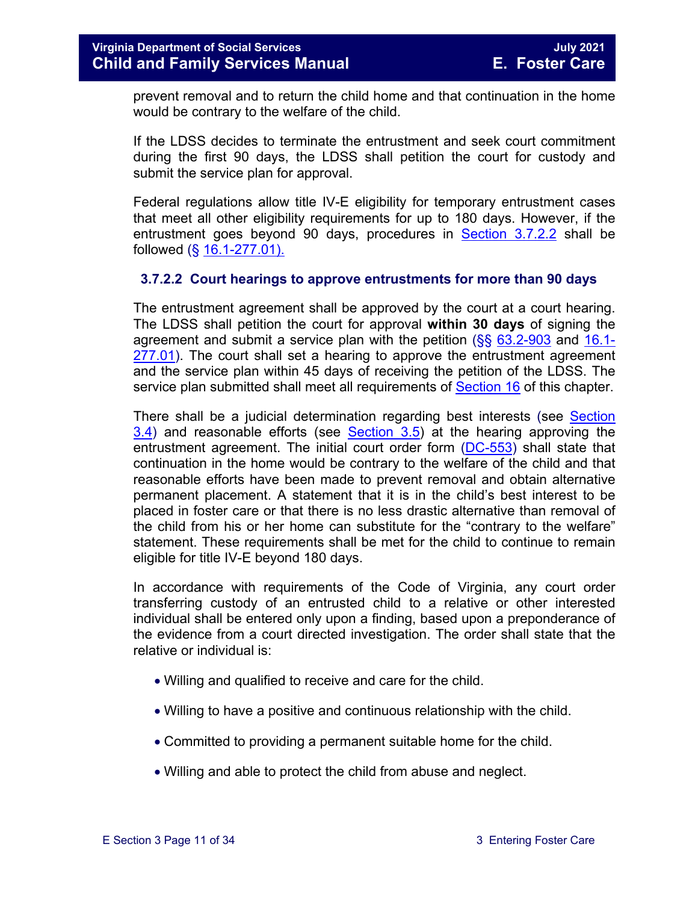prevent removal and to return the child home and that continuation in the home would be contrary to the welfare of the child.

If the LDSS decides to terminate the entrustment and seek court commitment during the first 90 days, the LDSS shall petition the court for custody and submit the service plan for approval.

Federal regulations allow title IV-E eligibility for temporary entrustment cases that meet all other eligibility requirements for up to 180 days. However, if the entrustment goes beyond 90 days, procedures in Section 3.7.2.2 shall be followed (§ 16.1-277.01).

### 3.7.2.2 Court hearings to approve entrustments for more than 90 days

The entrustment agreement shall be approved by the court at a court hearing. The LDSS shall petition the court for approval **within 30 days** of signing the agreement and submit a service plan with the petition (§§ 63.2-903 and 16.1-277.01). The court shall set a hearing to approve the entrustment agreement and the service plan within 45 days of receiving the petition of the LDSS. The service plan submitted shall meet all requirements of Section 16 of this chapter.

There shall be a judicial determination regarding best interests (see Section 3.4) and reasonable efforts (see Section 3.5) at the hearing approving the entrustment agreement. The initial court order form (DC-553) shall state that continuation in the home would be contrary to the welfare of the child and that reasonable efforts have been made to prevent removal and obtain alternative permanent placement. A statement that it is in the child's best interest to be placed in foster care or that there is no less drastic alternative than removal of the child from his or her home can substitute for the "contrary to the welfare" statement. These requirements shall be met for the child to continue to remain eligible for title IV-E beyond 180 days.

In accordance with requirements of the Code of Virginia, any court order transferring custody of an entrusted child to a relative or other interested individual shall be entered only upon a finding, based upon a preponderance of the evidence from a court directed investigation. The order shall state that the relative or individual is:

- Willing and qualified to receive and care for the child.
- Willing to have a positive and continuous relationship with the child.
- Committed to providing a permanent suitable home for the child.
- Willing and able to protect the child from abuse and neglect.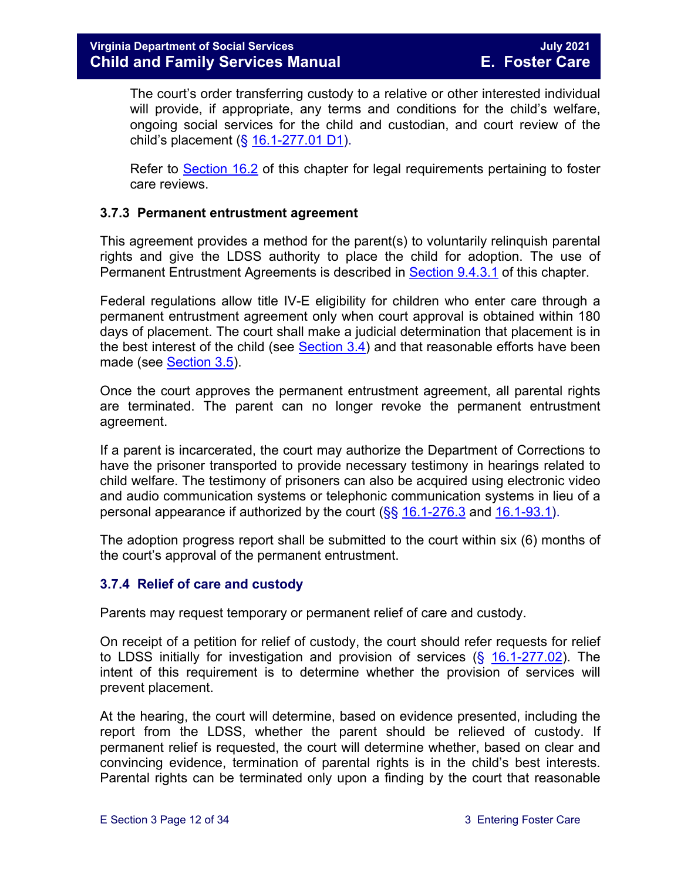The court's order transferring custody to a relative or other interested individual will provide, if appropriate, any terms and conditions for the child's welfare, ongoing social services for the child and custodian, and court review of the child's placement (§ 16.1-277.01 D1).

Refer to Section 16.2 of this chapter for legal requirements pertaining to foster care reviews.

### 3.7.3 Permanent entrustment agreement

This agreement provides a method for the parent(s) to voluntarily relinquish parental rights and give the LDSS authority to place the child for adoption. The use of Permanent Entrustment Agreements is described in Section 9.4.3.1 of this chapter.

Federal regulations allow title IV-E eligibility for children who enter care through a permanent entrustment agreement only when court approval is obtained within 180 days of placement. The court shall make a judicial determination that placement is in the best interest of the child (see Section 3.4) and that reasonable efforts have been made (see Section 3.5).

Once the court approves the permanent entrustment agreement, all parental rights are terminated. The parent can no longer revoke the permanent entrustment agreement.

If a parent is incarcerated, the court may authorize the Department of Corrections to have the prisoner transported to provide necessary testimony in hearings related to child welfare. The testimony of prisoners can also be acquired using electronic video and audio communication systems or telephonic communication systems in lieu of a personal appearance if authorized by the court (§§ 16.1-276.3 and 16.1-93.1).

The adoption progress report shall be submitted to the court within six (6) months of the court's approval of the permanent entrustment.

### 3.7.4 Relief of care and custody

Parents may request temporary or permanent relief of care and custody.

On receipt of a petition for relief of custody, the court should refer requests for relief to LDSS initially for investigation and provision of services (§ 16.1-277.02). The intent of this requirement is to determine whether the provision of services will prevent placement.

At the hearing, the court will determine, based on evidence presented, including the report from the LDSS, whether the parent should be relieved of custody. If permanent relief is requested, the court will determine whether, based on clear and convincing evidence, termination of parental rights is in the child's best interests. Parental rights can be terminated only upon a finding by the court that reasonable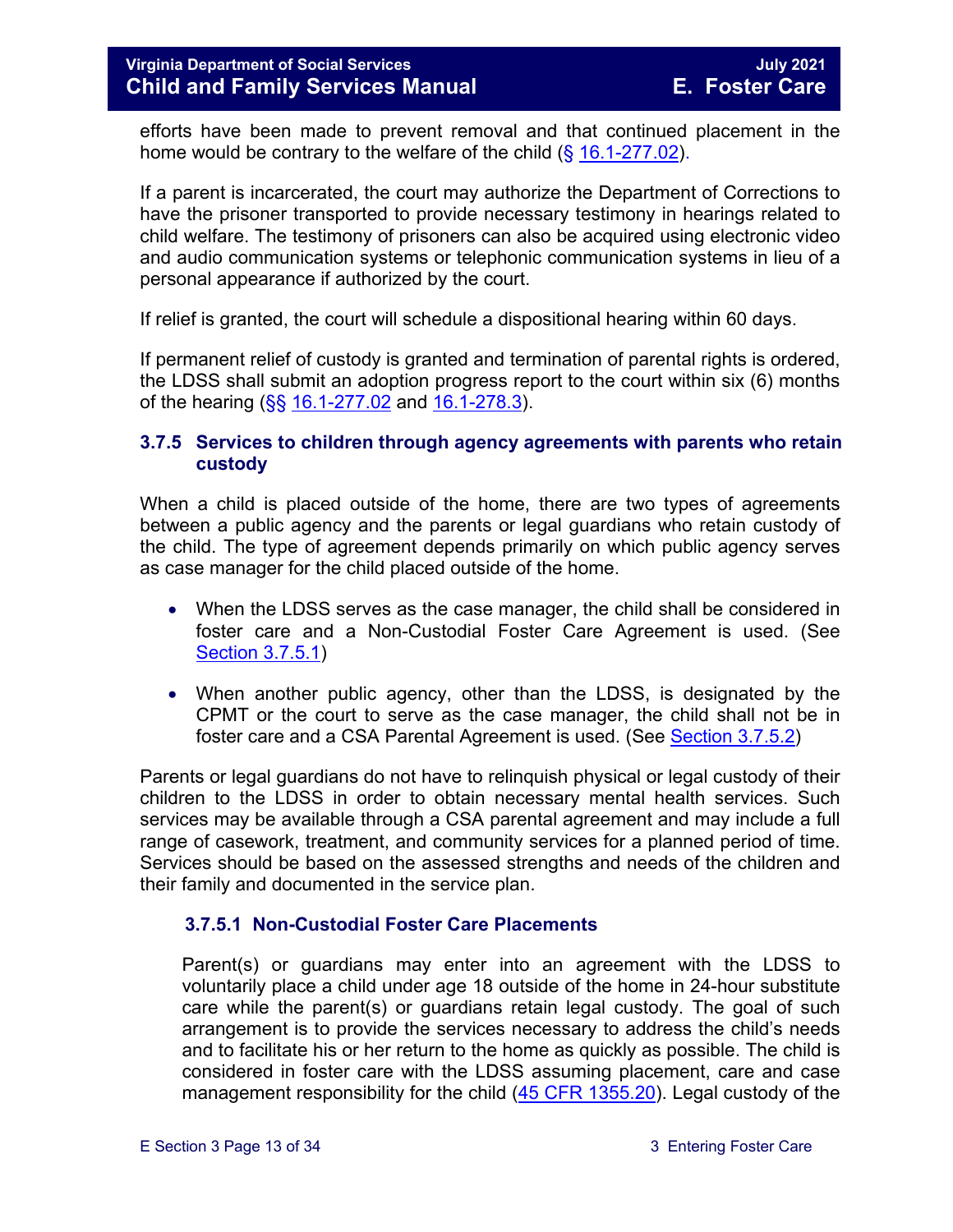efforts have been made to prevent removal and that continued placement in the home would be contrary to the welfare of the child (§ 16.1-277.02).

If a parent is incarcerated, the court may authorize the Department of Corrections to have the prisoner transported to provide necessary testimony in hearings related to child welfare. The testimony of prisoners can also be acquired using electronic video and audio communication systems or telephonic communication systems in lieu of a personal appearance if authorized by the court.

If relief is granted, the court will schedule a dispositional hearing within 60 days.

If permanent relief of custody is granted and termination of parental rights is ordered, the LDSS shall submit an adoption progress report to the court within six (6) months of the hearing (§§ 16.1-277.02 and 16.1-278.3).

### 3.7.5 Services to children through agency agreements with parents who retain custody

When a child is placed outside of the home, there are two types of agreements between a public agency and the parents or legal guardians who retain custody of the child. The type of agreement depends primarily on which public agency serves as case manager for the child placed outside of the home.

- When the LDSS serves as the case manager, the child shall be considered in foster care and a Non-Custodial Foster Care Agreement is used. (See Section 3.7.5.1)
- When another public agency, other than the LDSS, is designated by the CPMT or the court to serve as the case manager, the child shall not be in foster care and a CSA Parental Agreement is used. (See Section 3.7.5.2)

Parents or legal guardians do not have to relinquish physical or legal custody of their children to the LDSS in order to obtain necessary mental health services. Such services may be available through a CSA parental agreement and may include a full range of casework, treatment, and community services for a planned period of time. Services should be based on the assessed strengths and needs of the children and their family and documented in the service plan.

#### 3.7.5.1 Non-Custodial Foster Care Placements

Parent(s) or guardians may enter into an agreement with the LDSS to voluntarily place a child under age 18 outside of the home in 24-hour substitute care while the parent(s) or guardians retain legal custody. The goal of such arrangement is to provide the services necessary to address the child's needs and to facilitate his or her return to the home as quickly as possible. The child is considered in foster care with the LDSS assuming placement, care and case management responsibility for the child (45 CFR 1355.20). Legal custody of the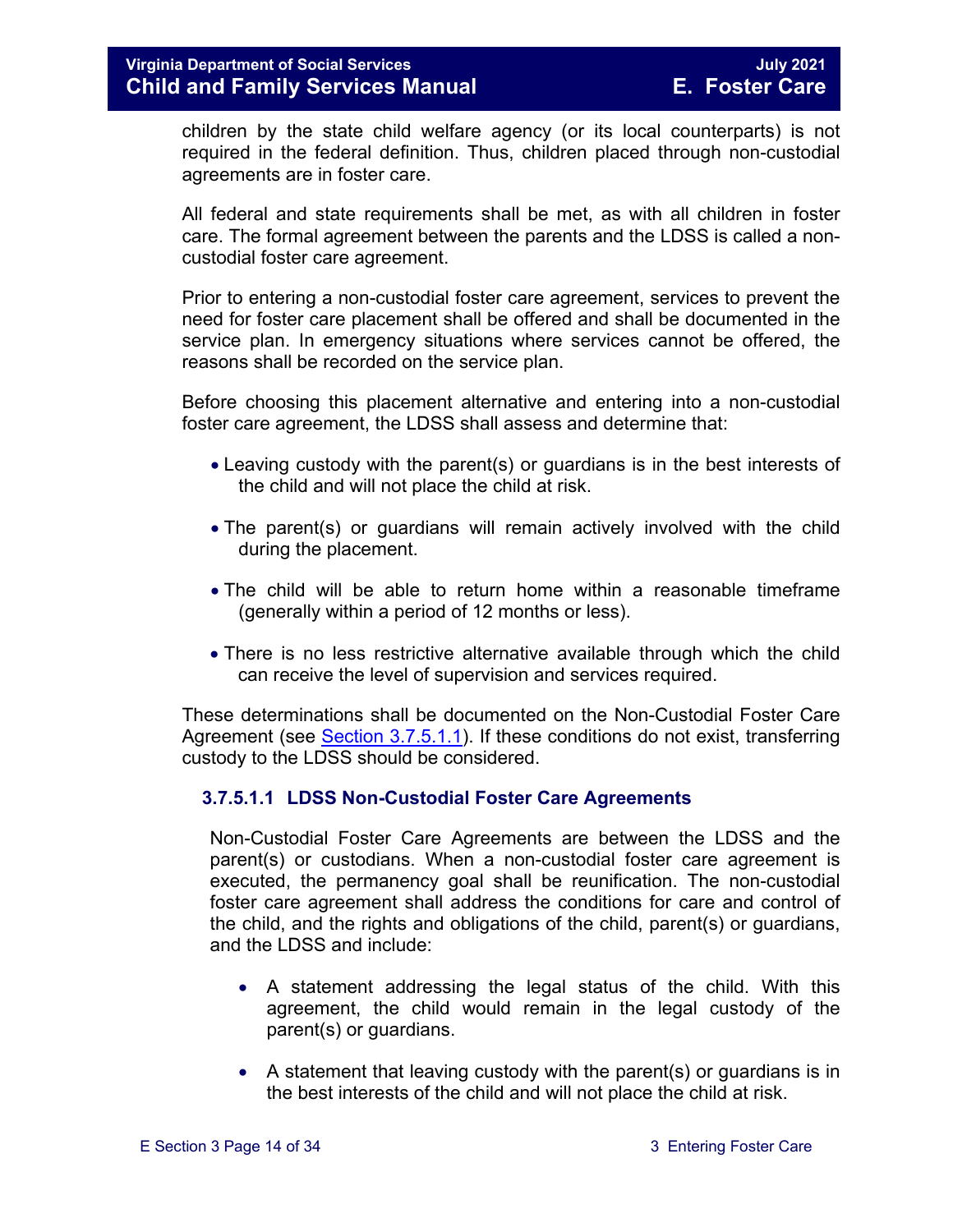children by the state child welfare agency (or its local counterparts) is not required in the federal definition. Thus, children placed through non-custodial agreements are in foster care.

All federal and state requirements shall be met, as with all children in foster care. The formal agreement between the parents and the LDSS is called a non-custodial foster care agreement.

Prior to entering a non-custodial foster care agreement, services to prevent the need for foster care placement shall be offered and shall be documented in the service plan. In emergency situations where services cannot be offered, the reasons shall be recorded on the service plan.

Before choosing this placement alternative and entering into a non-custodial foster care agreement, the LDSS shall assess and determine that:

- Leaving custody with the parent(s) or guardians is in the best interests of the child and will not place the child at risk.
- The parent(s) or guardians will remain actively involved with the child during the placement.
- The child will be able to return home within a reasonable timeframe (generally within a period of 12 months or less).
- There is no less restrictive alternative available through which the child can receive the level of supervision and services required.

These determinations shall be documented on the Non-Custodial Foster Care Agreement (see Section 3.7.5.1.1). If these conditions do not exist, transferring custody to the LDSS should be considered.

#### 3.7.5.1.1 LDSS Non-Custodial Foster Care Agreements

Non-Custodial Foster Care Agreements are between the LDSS and the parent(s) or custodians. When a non-custodial foster care agreement is executed, the permanency goal shall be reunification. The non-custodial foster care agreement shall address the conditions for care and control of the child, and the rights and obligations of the child, parent(s) or guardians, and the LDSS and include:

- A statement addressing the legal status of the child. With this agreement, the child would remain in the legal custody of the parent(s) or guardians.
- A statement that leaving custody with the parent(s) or guardians is in the best interests of the child and will not place the child at risk.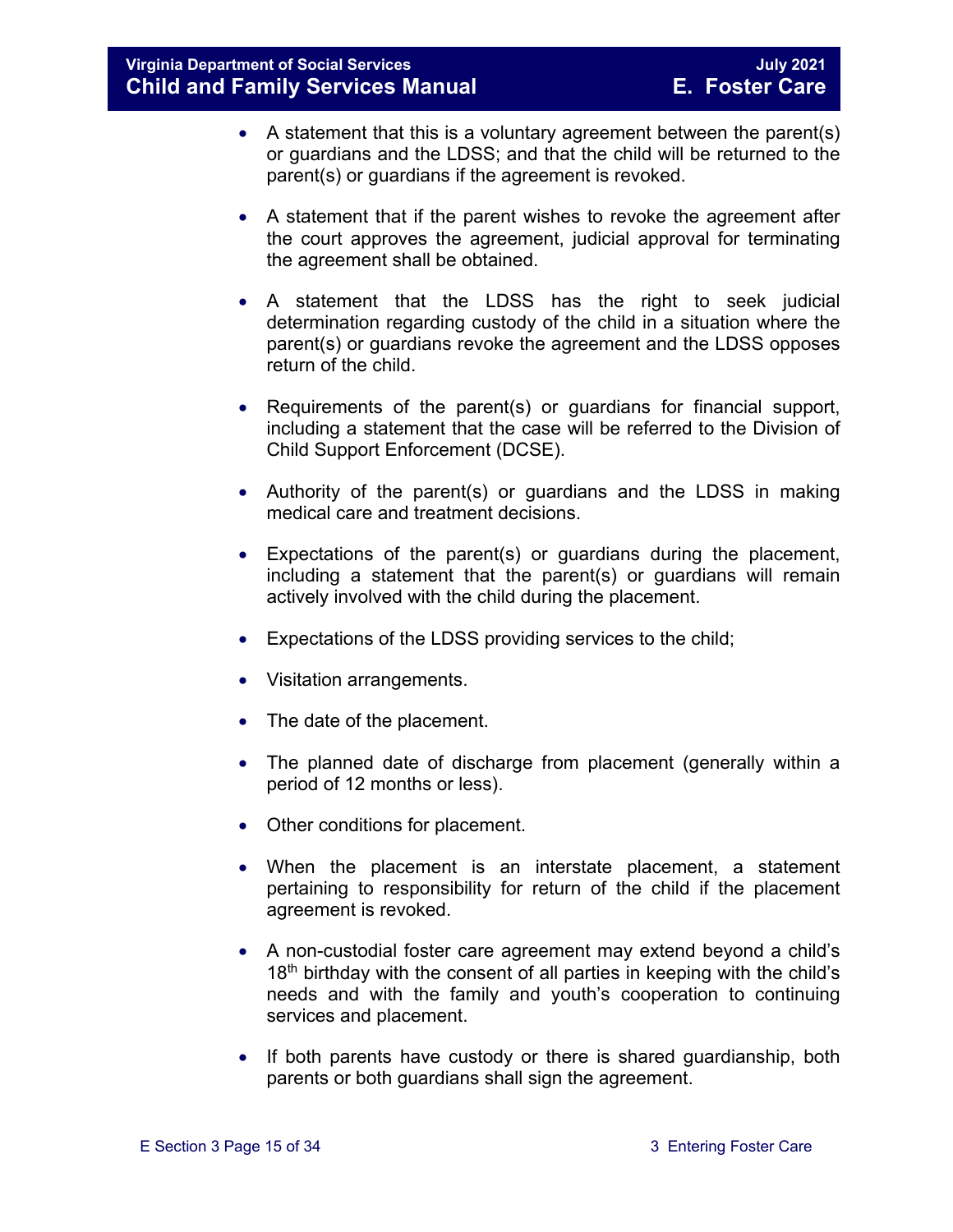- A statement that this is a voluntary agreement between the parent(s) or guardians and the LDSS; and that the child will be returned to the parent(s) or guardians if the agreement is revoked.

- A statement that if the parent wishes to revoke the agreement after the court approves the agreement, judicial approval for terminating the agreement shall be obtained.

- A statement that the LDSS has the right to seek judicial determination regarding custody of the child in a situation where the parent(s) or guardians revoke the agreement and the LDSS opposes return of the child.

- Requirements of the parent(s) or guardians for financial support, including a statement that the case will be referred to the Division of Child Support Enforcement (DCSE).

- Authority of the parent(s) or guardians and the LDSS in making medical care and treatment decisions.

- Expectations of the parent(s) or guardians during the placement, including a statement that the parent(s) or guardians will remain actively involved with the child during the placement.

- Expectations of the LDSS providing services to the child;

- Visitation arrangements.

- The date of the placement.

- The planned date of discharge from placement (generally within a period of 12 months or less).

- Other conditions for placement.

- When the placement is an interstate placement, a statement pertaining to responsibility for return of the child if the placement agreement is revoked.

- A non-custodial foster care agreement may extend beyond a child's 18th birthday with the consent of all parties in keeping with the child's needs and with the family and youth's cooperation to continuing services and placement.

- If both parents have custody or there is shared guardianship, both parents or both guardians shall sign the agreement.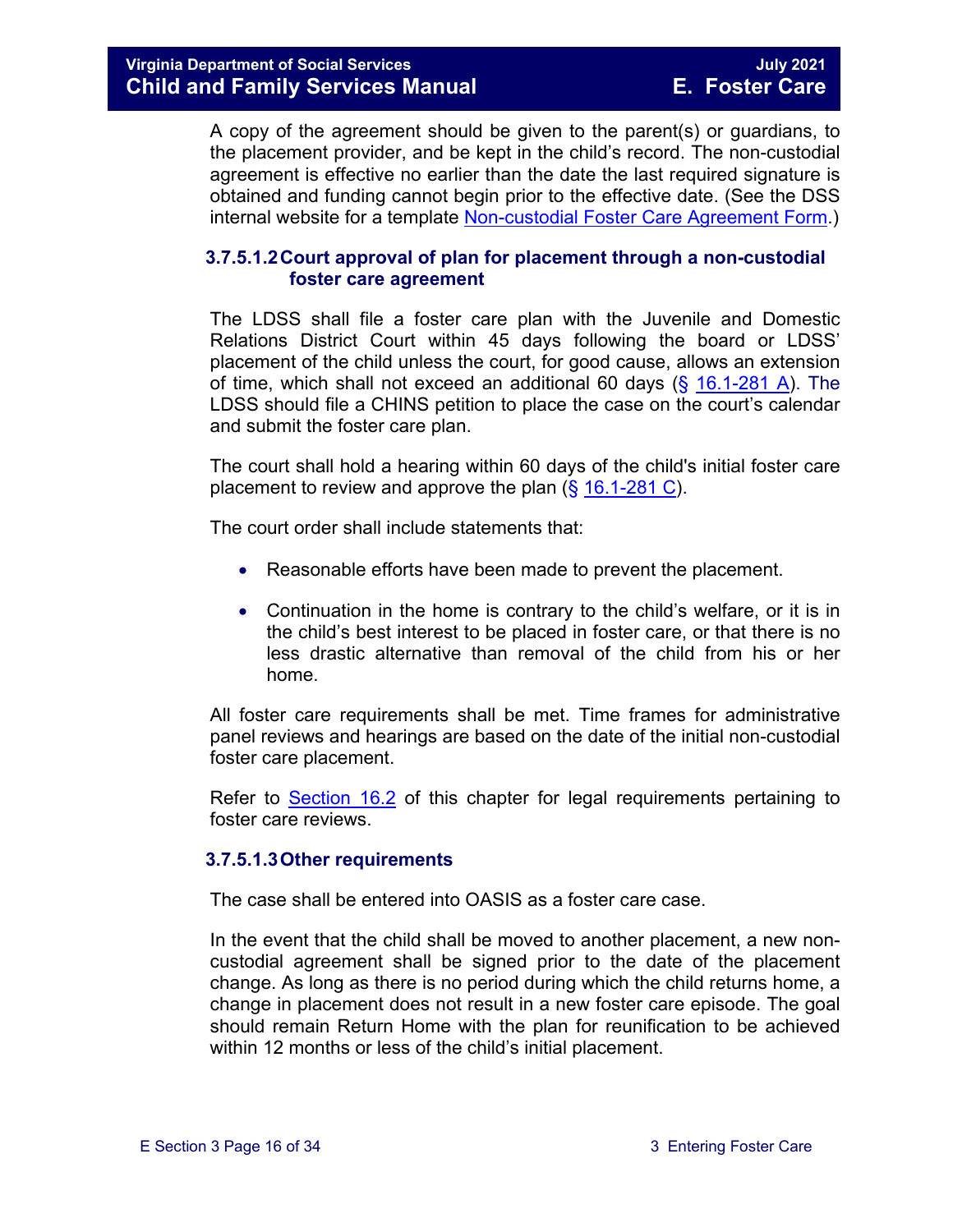A copy of the agreement should be given to the parent(s) or guardians, to the placement provider, and be kept in the child's record. The non-custodial agreement is effective no earlier than the date the last required signature is obtained and funding cannot begin prior to the effective date. (See the DSS internal website for a template Non-custodial Foster Care Agreement Form.)

#### 3.7.5.1.2 Court approval of plan for placement through a non-custodial foster care agreement

The LDSS shall file a foster care plan with the Juvenile and Domestic Relations District Court within 45 days following the board or LDSS' placement of the child unless the court, for good cause, allows an extension of time, which shall not exceed an additional 60 days (§ 16.1-281 A). The LDSS should file a CHINS petition to place the case on the court's calendar and submit the foster care plan.

The court shall hold a hearing within 60 days of the child's initial foster care placement to review and approve the plan (§ 16.1-281 C).

The court order shall include statements that:

- Reasonable efforts have been made to prevent the placement.
- Continuation in the home is contrary to the child's welfare, or it is in the child's best interest to be placed in foster care, or that there is no less drastic alternative than removal of the child from his or her home.

All foster care requirements shall be met. Time frames for administrative panel reviews and hearings are based on the date of the initial non-custodial foster care placement.

Refer to Section 16.2 of this chapter for legal requirements pertaining to foster care reviews.

#### 3.7.5.1.3 Other requirements

The case shall be entered into OASIS as a foster care case.

In the event that the child shall be moved to another placement, a new non-custodial agreement shall be signed prior to the date of the placement change. As long as there is no period during which the child returns home, a change in placement does not result in a new foster care episode. The goal should remain Return Home with the plan for reunification to be achieved within 12 months or less of the child's initial placement.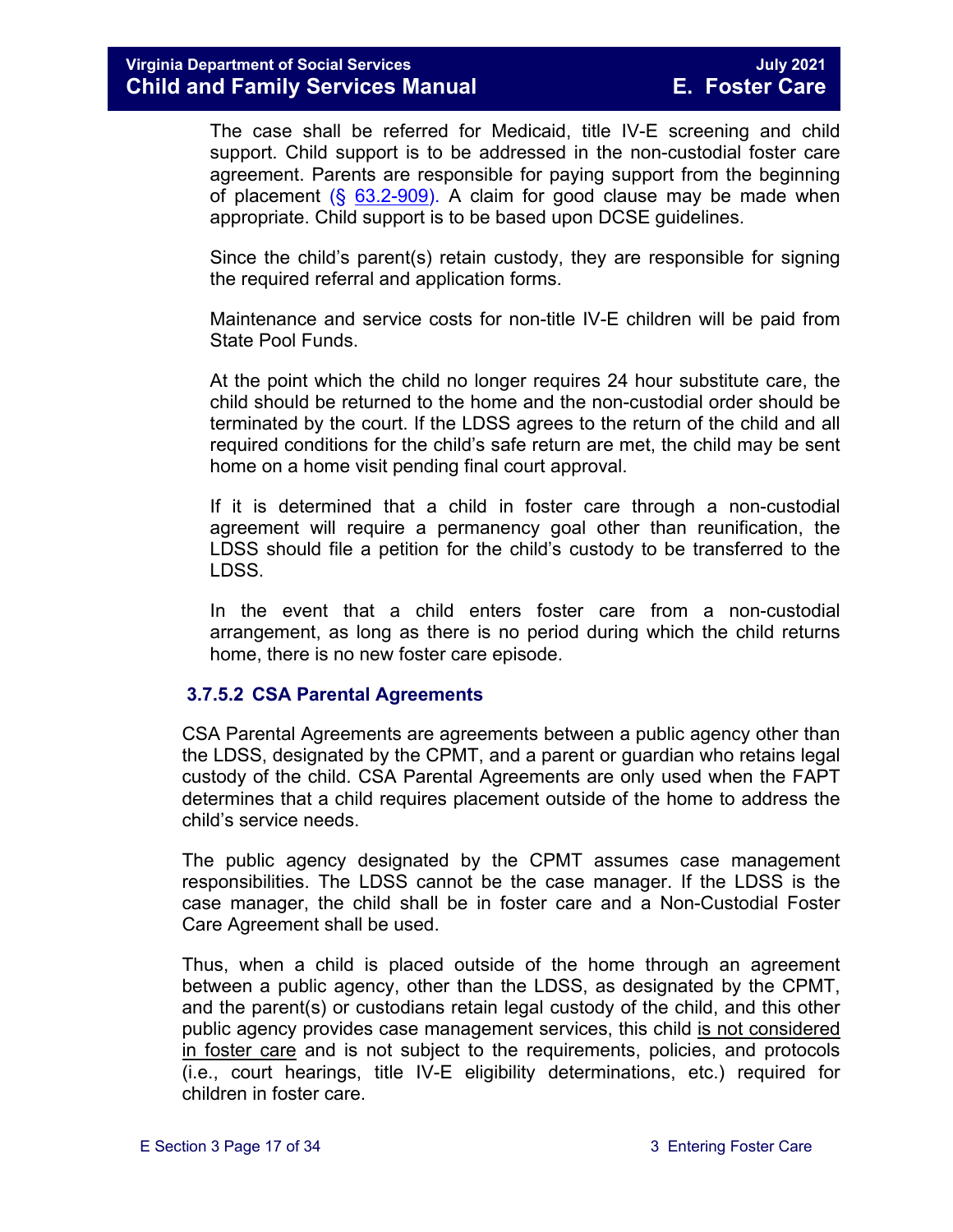The case shall be referred for Medicaid, title IV-E screening and child support. Child support is to be addressed in the non-custodial foster care agreement. Parents are responsible for paying support from the beginning of placement (§ 63.2-909). A claim for good clause may be made when appropriate. Child support is to be based upon DCSE guidelines.

Since the child's parent(s) retain custody, they are responsible for signing the required referral and application forms.

Maintenance and service costs for non-title IV-E children will be paid from State Pool Funds.

At the point which the child no longer requires 24 hour substitute care, the child should be returned to the home and the non-custodial order should be terminated by the court. If the LDSS agrees to the return of the child and all required conditions for the child's safe return are met, the child may be sent home on a home visit pending final court approval.

If it is determined that a child in foster care through a non-custodial agreement will require a permanency goal other than reunification, the LDSS should file a petition for the child's custody to be transferred to the LDSS.

In the event that a child enters foster care from a non-custodial arrangement, as long as there is no period during which the child returns home, there is no new foster care episode.

#### 3.7.5.2 CSA Parental Agreements

CSA Parental Agreements are agreements between a public agency other than the LDSS, designated by the CPMT, and a parent or guardian who retains legal custody of the child. CSA Parental Agreements are only used when the FAPT determines that a child requires placement outside of the home to address the child's service needs.

The public agency designated by the CPMT assumes case management responsibilities. The LDSS cannot be the case manager. If the LDSS is the case manager, the child shall be in foster care and a Non-Custodial Foster Care Agreement shall be used.

Thus, when a child is placed outside of the home through an agreement between a public agency, other than the LDSS, as designated by the CPMT, and the parent(s) or custodians retain legal custody of the child, and this other public agency provides case management services, this child <u>is not considered in foster care</u> and is not subject to the requirements, policies, and protocols (i.e., court hearings, title IV-E eligibility determinations, etc.) required for children in foster care.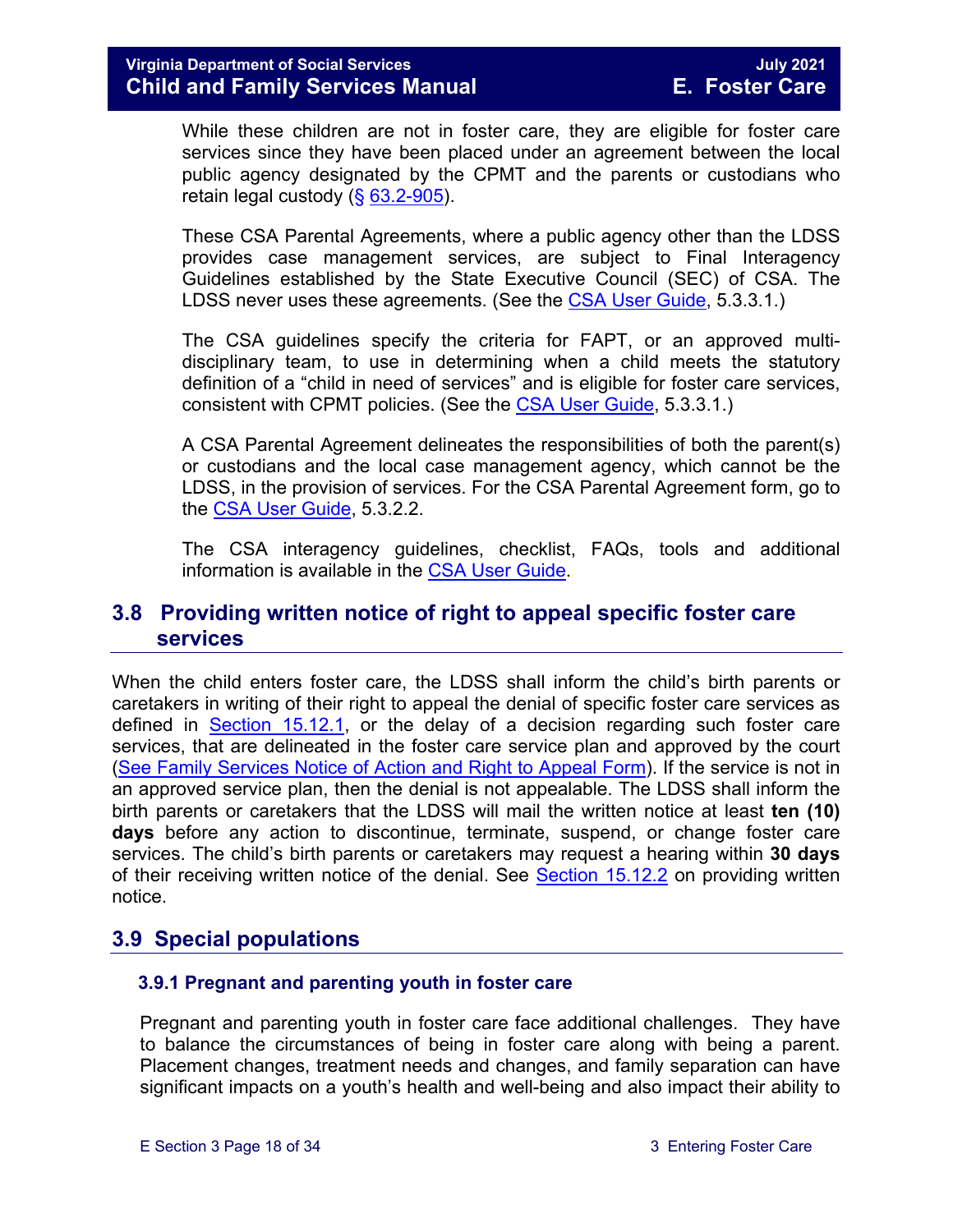While these children are not in foster care, they are eligible for foster care services since they have been placed under an agreement between the local public agency designated by the CPMT and the parents or custodians who retain legal custody (§ 63.2-905).

These CSA Parental Agreements, where a public agency other than the LDSS provides case management services, are subject to Final Interagency Guidelines established by the State Executive Council (SEC) of CSA. The LDSS never uses these agreements. (See the CSA User Guide, 5.3.3.1.)

The CSA guidelines specify the criteria for FAPT, or an approved multi-disciplinary team, to use in determining when a child meets the statutory definition of a "child in need of services" and is eligible for foster care services, consistent with CPMT policies. (See the CSA User Guide, 5.3.3.1.)

A CSA Parental Agreement delineates the responsibilities of both the parent(s) or custodians and the local case management agency, which cannot be the LDSS, in the provision of services. For the CSA Parental Agreement form, go to the CSA User Guide, 5.3.2.2.

The CSA interagency guidelines, checklist, FAQs, tools and additional information is available in the CSA User Guide.

## 3.8 Providing written notice of right to appeal specific foster care services

When the child enters foster care, the LDSS shall inform the child's birth parents or caretakers in writing of their right to appeal the denial of specific foster care services as defined in Section 15.12.1, or the delay of a decision regarding such foster care services, that are delineated in the foster care service plan and approved by the court (See Family Services Notice of Action and Right to Appeal Form). If the service is not in an approved service plan, then the denial is not appealable. The LDSS shall inform the birth parents or caretakers that the LDSS will mail the written notice at least **ten (10) days** before any action to discontinue, terminate, suspend, or change foster care services. The child's birth parents or caretakers may request a hearing within **30 days** of their receiving written notice of the denial. See Section 15.12.2 on providing written notice.

## 3.9 Special populations

### 3.9.1 Pregnant and parenting youth in foster care

Pregnant and parenting youth in foster care face additional challenges. They have to balance the circumstances of being in foster care along with being a parent. Placement changes, treatment needs and changes, and family separation can have significant impacts on a youth's health and well-being and also impact their ability to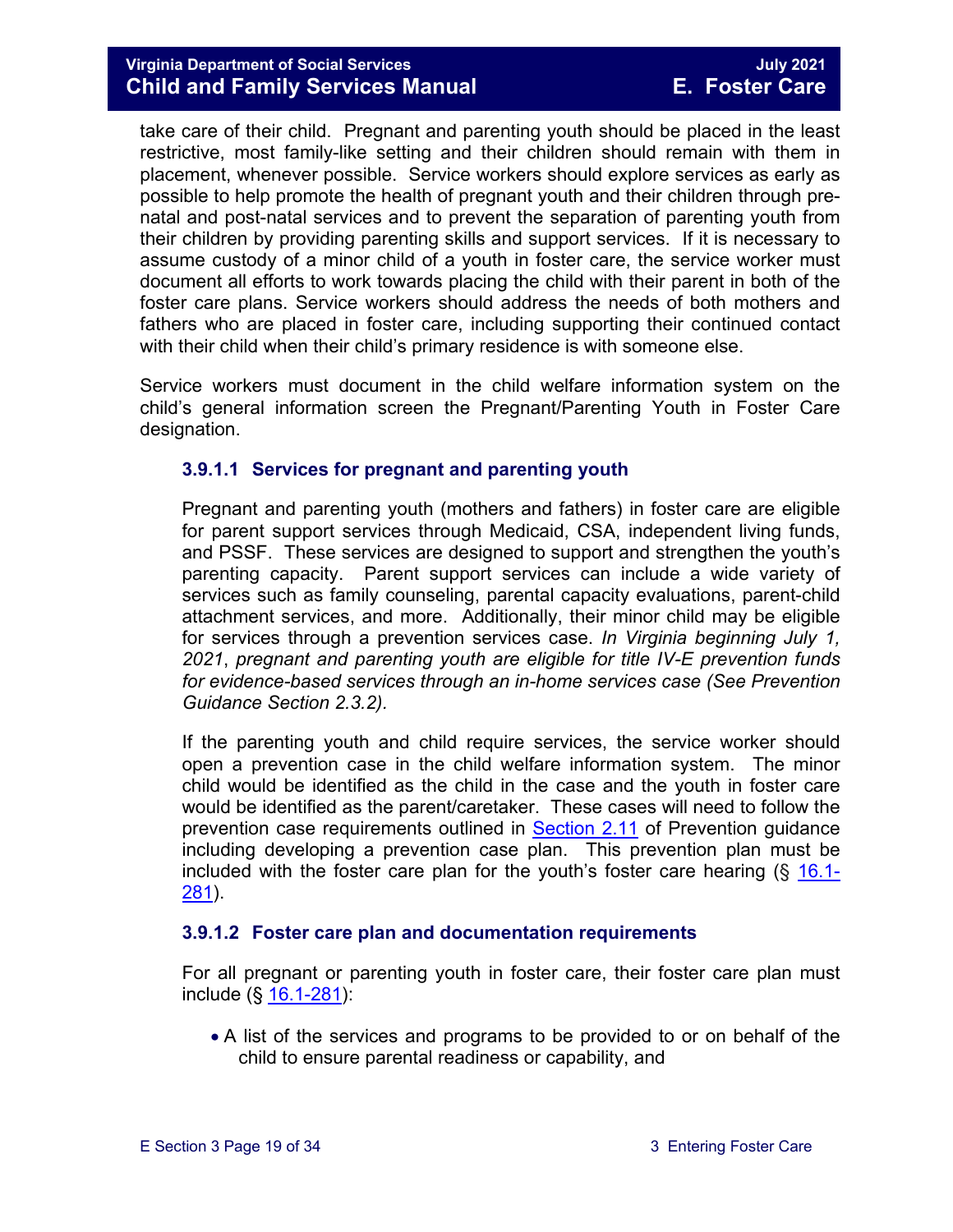take care of their child. Pregnant and parenting youth should be placed in the least restrictive, most family-like setting and their children should remain with them in placement, whenever possible. Service workers should explore services as early as possible to help promote the health of pregnant youth and their children through pre-natal and post-natal services and to prevent the separation of parenting youth from their children by providing parenting skills and support services. If it is necessary to assume custody of a minor child of a youth in foster care, the service worker must document all efforts to work towards placing the child with their parent in both of the foster care plans. Service workers should address the needs of both mothers and fathers who are placed in foster care, including supporting their continued contact with their child when their child's primary residence is with someone else.

Service workers must document in the child welfare information system on the child's general information screen the Pregnant/Parenting Youth in Foster Care designation.

#### 3.9.1.1 Services for pregnant and parenting youth

Pregnant and parenting youth (mothers and fathers) in foster care are eligible for parent support services through Medicaid, CSA, independent living funds, and PSSF. These services are designed to support and strengthen the youth's parenting capacity. Parent support services can include a wide variety of services such as family counseling, parental capacity evaluations, parent-child attachment services, and more. Additionally, their minor child may be eligible for services through a prevention services case. *In Virginia beginning July 1, 2021*, *pregnant and parenting youth are eligible for title IV-E prevention funds for evidence-based services through an in-home services case (See Prevention Guidance Section 2.3.2)*.

If the parenting youth and child require services, the service worker should open a prevention case in the child welfare information system. The minor child would be identified as the child in the case and the youth in foster care would be identified as the parent/caretaker. These cases will need to follow the prevention case requirements outlined in Section 2.11 of Prevention guidance including developing a prevention case plan. This prevention plan must be included with the foster care plan for the youth's foster care hearing (§ 16.1-281).

#### 3.9.1.2 Foster care plan and documentation requirements

For all pregnant or parenting youth in foster care, their foster care plan must include (§ 16.1-281):

- A list of the services and programs to be provided to or on behalf of the child to ensure parental readiness or capability, and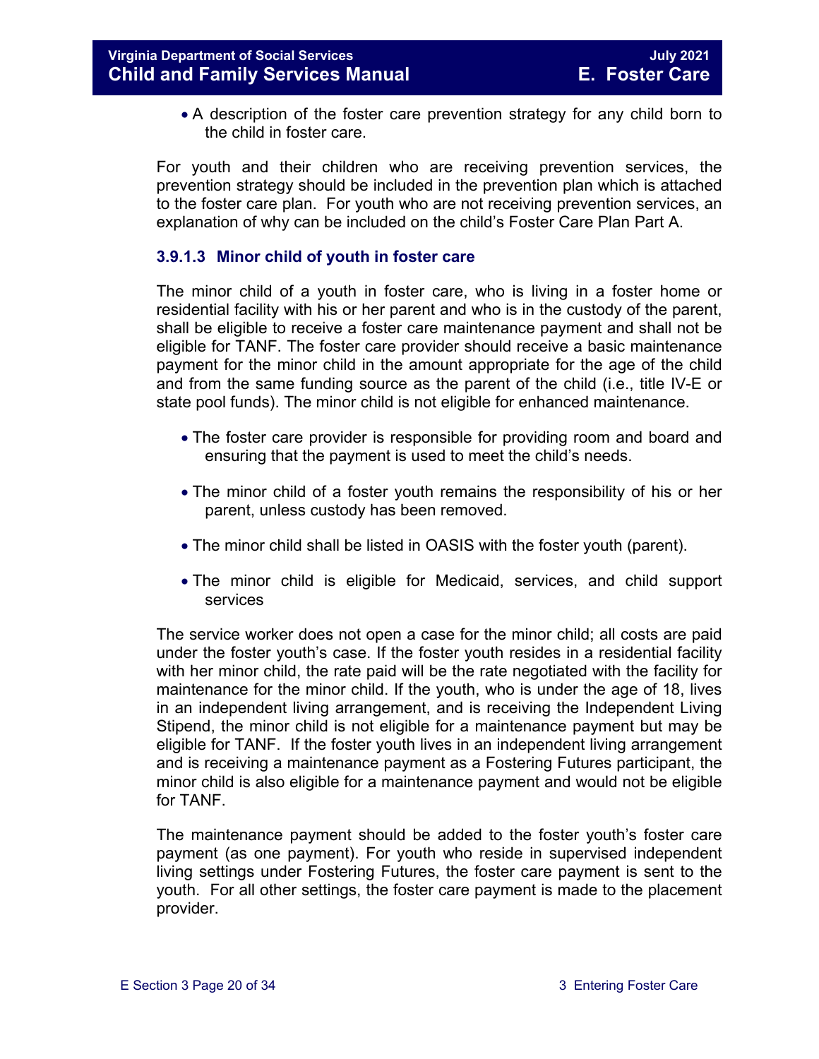- A description of the foster care prevention strategy for any child born to the child in foster care.

For youth and their children who are receiving prevention services, the prevention strategy should be included in the prevention plan which is attached to the foster care plan. For youth who are not receiving prevention services, an explanation of why can be included on the child's Foster Care Plan Part A.

### 3.9.1.3 Minor child of youth in foster care

The minor child of a youth in foster care, who is living in a foster home or residential facility with his or her parent and who is in the custody of the parent, shall be eligible to receive a foster care maintenance payment and shall not be eligible for TANF. The foster care provider should receive a basic maintenance payment for the minor child in the amount appropriate for the age of the child and from the same funding source as the parent of the child (i.e., title IV-E or state pool funds). The minor child is not eligible for enhanced maintenance.

- The foster care provider is responsible for providing room and board and ensuring that the payment is used to meet the child's needs.
- The minor child of a foster youth remains the responsibility of his or her parent, unless custody has been removed.
- The minor child shall be listed in OASIS with the foster youth (parent).
- The minor child is eligible for Medicaid, services, and child support services

The service worker does not open a case for the minor child; all costs are paid under the foster youth's case. If the foster youth resides in a residential facility with her minor child, the rate paid will be the rate negotiated with the facility for maintenance for the minor child. If the youth, who is under the age of 18, lives in an independent living arrangement, and is receiving the Independent Living Stipend, the minor child is not eligible for a maintenance payment but may be eligible for TANF. If the foster youth lives in an independent living arrangement and is receiving a maintenance payment as a Fostering Futures participant, the minor child is also eligible for a maintenance payment and would not be eligible for TANF.

The maintenance payment should be added to the foster youth's foster care payment (as one payment). For youth who reside in supervised independent living settings under Fostering Futures, the foster care payment is sent to the youth. For all other settings, the foster care payment is made to the placement provider.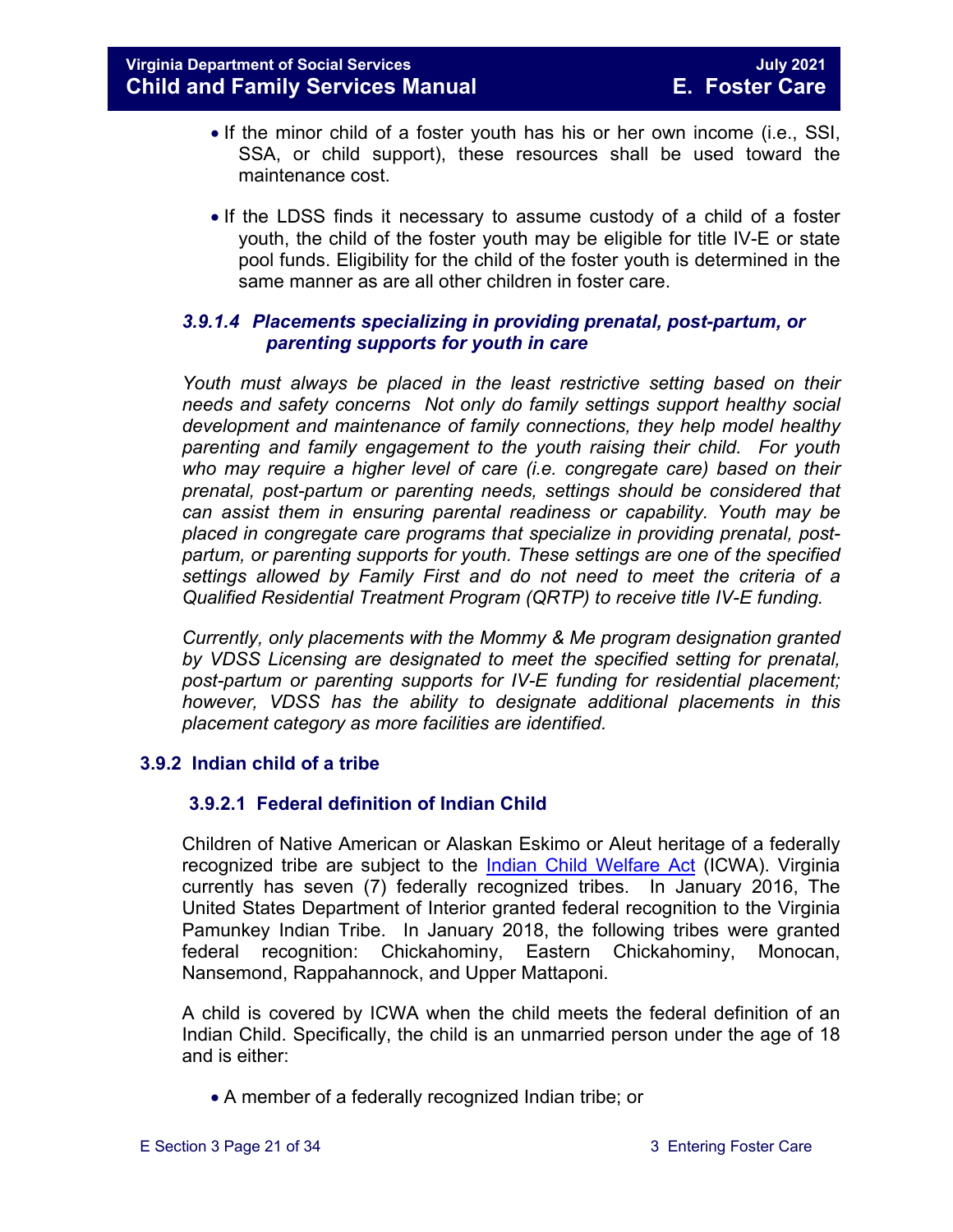- If the minor child of a foster youth has his or her own income (i.e., SSI, SSA, or child support), these resources shall be used toward the maintenance cost.

- If the LDSS finds it necessary to assume custody of a child of a foster youth, the child of the foster youth may be eligible for title IV-E or state pool funds. Eligibility for the child of the foster youth is determined in the same manner as are all other children in foster care.

#### *3.9.1.4 Placements specializing in providing prenatal, post-partum, or parenting supports for youth in care*

*Youth must always be placed in the least restrictive setting based on their needs and safety concerns  Not only do family settings support healthy social development and maintenance of family connections, they help model healthy parenting and family engagement to the youth raising their child.  For youth who may require a higher level of care (i.e. congregate care) based on their prenatal, post-partum or parenting needs, settings should be considered that can assist them in ensuring parental readiness or capability. Youth may be placed in congregate care programs that specialize in providing prenatal, post-partum, or parenting supports for youth. These settings are one of the specified settings allowed by Family First and do not need to meet the criteria of a Qualified Residential Treatment Program (QRTP) to receive title IV-E funding.*

*Currently, only placements with the Mommy & Me program designation granted by VDSS Licensing are designated to meet the specified setting for prenatal, post-partum or parenting supports for IV-E funding for residential placement; however, VDSS has the ability to designate additional placements in this placement category as more facilities are identified.*

### 3.9.2 Indian child of a tribe

#### 3.9.2.1 Federal definition of Indian Child

Children of Native American or Alaskan Eskimo or Aleut heritage of a federally recognized tribe are subject to the Indian Child Welfare Act (ICWA). Virginia currently has seven (7) federally recognized tribes.  In January 2016, The United States Department of Interior granted federal recognition to the Virginia Pamunkey Indian Tribe.  In January 2018, the following tribes were granted federal recognition: Chickahominy, Eastern Chickahominy, Monocan, Nansemond, Rappahannock, and Upper Mattaponi.

A child is covered by ICWA when the child meets the federal definition of an Indian Child. Specifically, the child is an unmarried person under the age of 18 and is either:

- A member of a federally recognized Indian tribe; or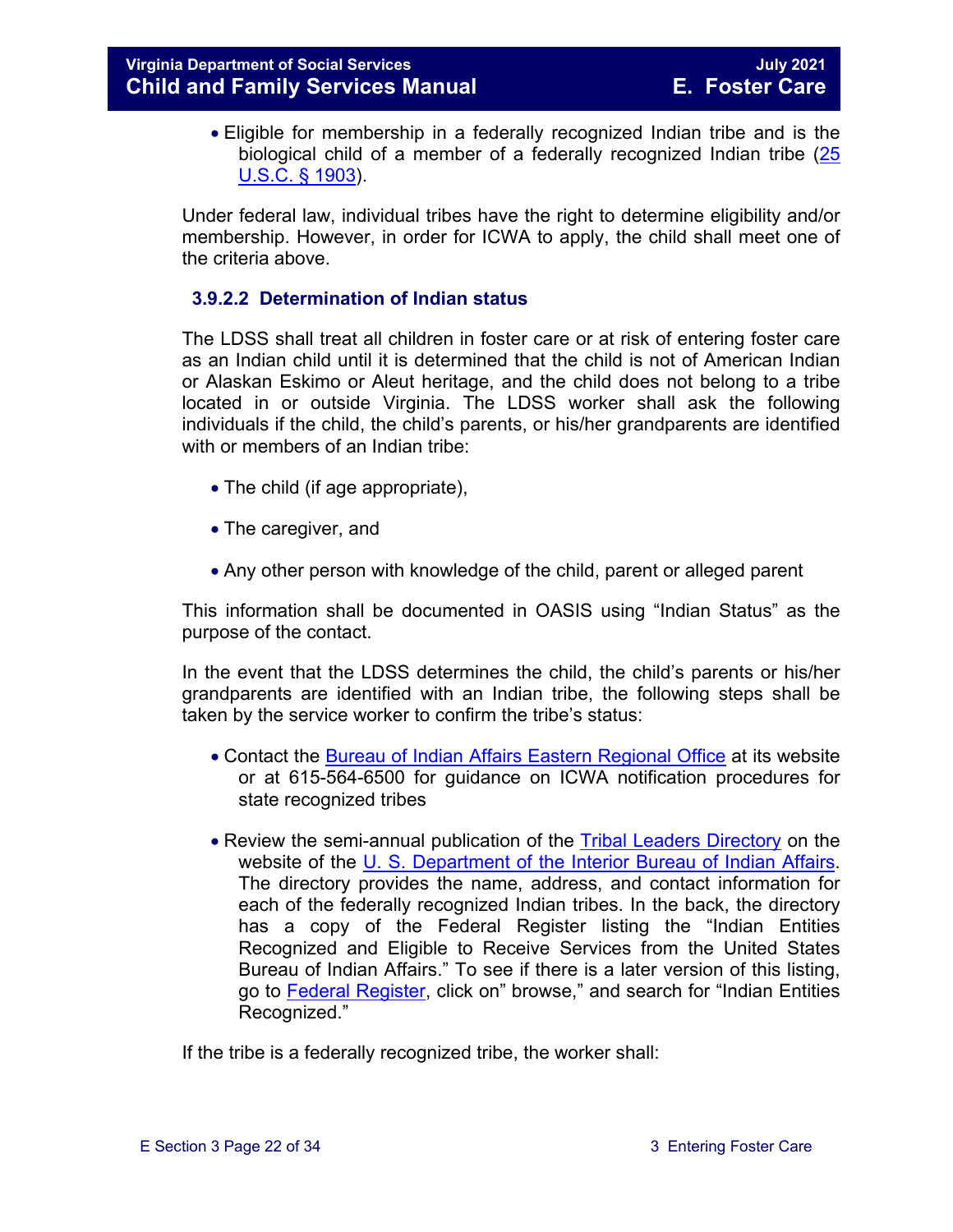- Eligible for membership in a federally recognized Indian tribe and is the biological child of a member of a federally recognized Indian tribe (25 U.S.C. § 1903).

Under federal law, individual tribes have the right to determine eligibility and/or membership. However, in order for ICWA to apply, the child shall meet one of the criteria above.

#### 3.9.2.2 Determination of Indian status

The LDSS shall treat all children in foster care or at risk of entering foster care as an Indian child until it is determined that the child is not of American Indian or Alaskan Eskimo or Aleut heritage, and the child does not belong to a tribe located in or outside Virginia. The LDSS worker shall ask the following individuals if the child, the child's parents, or his/her grandparents are identified with or members of an Indian tribe:

- The child (if age appropriate),
- The caregiver, and
- Any other person with knowledge of the child, parent or alleged parent

This information shall be documented in OASIS using "Indian Status" as the purpose of the contact.

In the event that the LDSS determines the child, the child's parents or his/her grandparents are identified with an Indian tribe, the following steps shall be taken by the service worker to confirm the tribe's status:

- Contact the Bureau of Indian Affairs Eastern Regional Office at its website or at 615-564-6500 for guidance on ICWA notification procedures for state recognized tribes
- Review the semi-annual publication of the Tribal Leaders Directory on the website of the U. S. Department of the Interior Bureau of Indian Affairs. The directory provides the name, address, and contact information for each of the federally recognized Indian tribes. In the back, the directory has a copy of the Federal Register listing the "Indian Entities Recognized and Eligible to Receive Services from the United States Bureau of Indian Affairs." To see if there is a later version of this listing, go to Federal Register, click on" browse," and search for "Indian Entities Recognized."

If the tribe is a federally recognized tribe, the worker shall: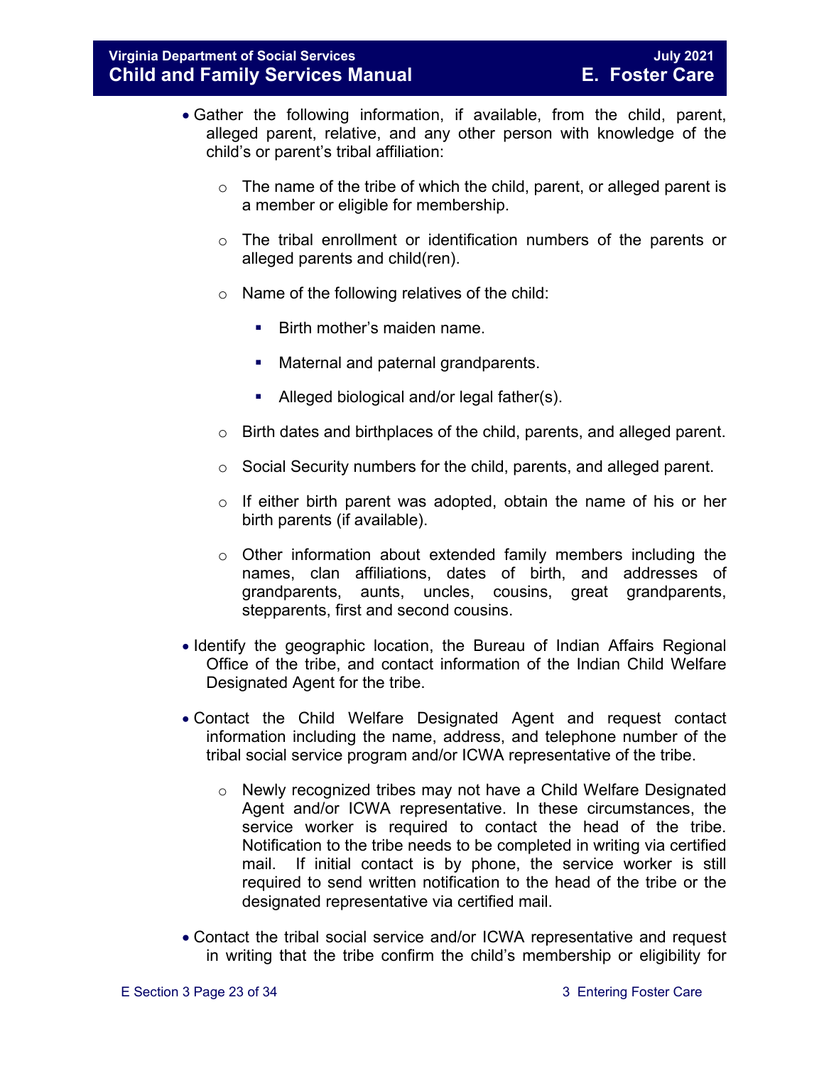- Gather the following information, if available, from the child, parent, alleged parent, relative, and any other person with knowledge of the child's or parent's tribal affiliation:

    - The name of the tribe of which the child, parent, or alleged parent is a member or eligible for membership.

    - The tribal enrollment or identification numbers of the parents or alleged parents and child(ren).

    - Name of the following relatives of the child:

        - Birth mother's maiden name.

        - Maternal and paternal grandparents.

        - Alleged biological and/or legal father(s).

    - Birth dates and birthplaces of the child, parents, and alleged parent.

    - Social Security numbers for the child, parents, and alleged parent.

    - If either birth parent was adopted, obtain the name of his or her birth parents (if available).

    - Other information about extended family members including the names, clan affiliations, dates of birth, and addresses of grandparents, aunts, uncles, cousins, great grandparents, stepparents, first and second cousins.

- Identify the geographic location, the Bureau of Indian Affairs Regional Office of the tribe, and contact information of the Indian Child Welfare Designated Agent for the tribe.

- Contact the Child Welfare Designated Agent and request contact information including the name, address, and telephone number of the tribal social service program and/or ICWA representative of the tribe.

    - Newly recognized tribes may not have a Child Welfare Designated Agent and/or ICWA representative. In these circumstances, the service worker is required to contact the head of the tribe. Notification to the tribe needs to be completed in writing via certified mail. If initial contact is by phone, the service worker is still required to send written notification to the head of the tribe or the designated representative via certified mail.

- Contact the tribal social service and/or ICWA representative and request in writing that the tribe confirm the child's membership or eligibility for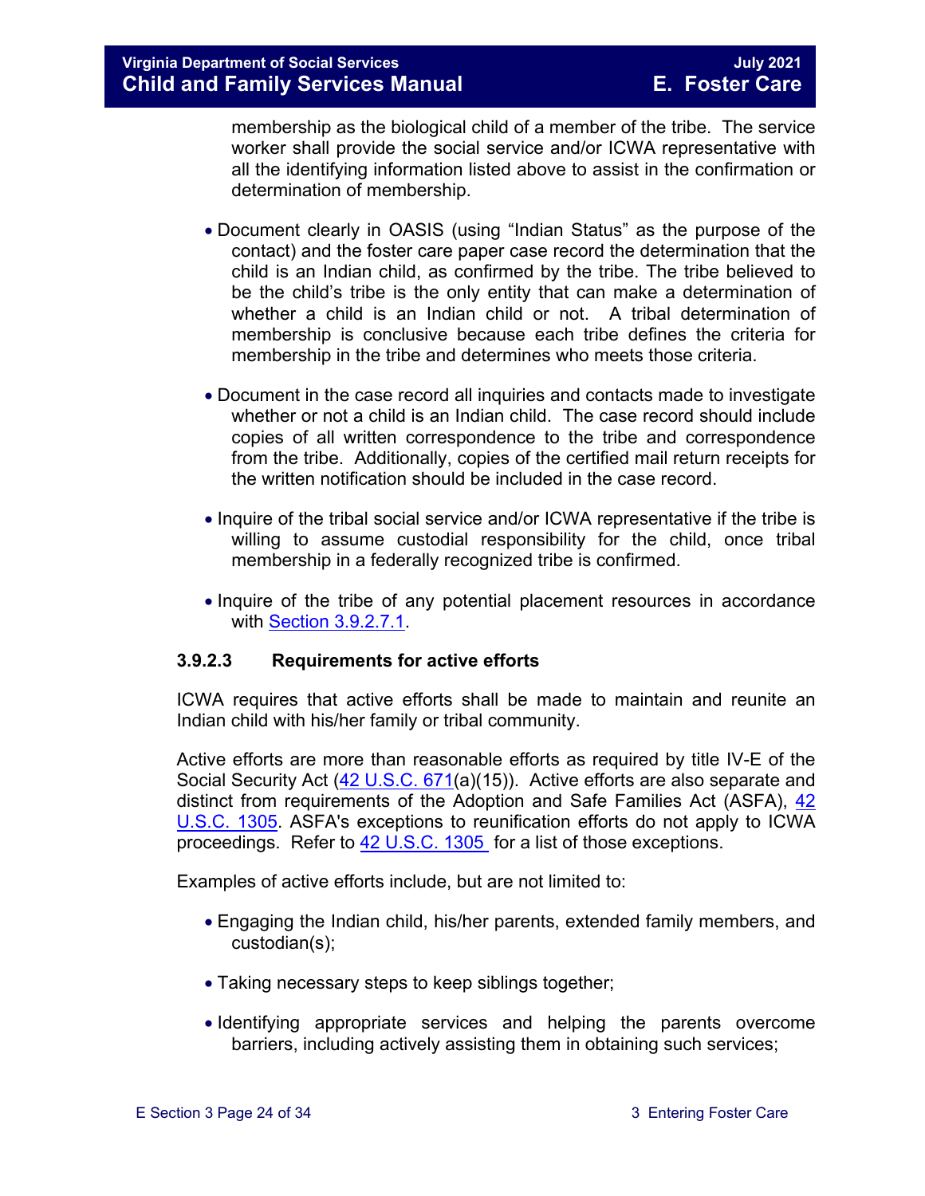membership as the biological child of a member of the tribe. The service worker shall provide the social service and/or ICWA representative with all the identifying information listed above to assist in the confirmation or determination of membership.

- Document clearly in OASIS (using "Indian Status" as the purpose of the contact) and the foster care paper case record the determination that the child is an Indian child, as confirmed by the tribe. The tribe believed to be the child's tribe is the only entity that can make a determination of whether a child is an Indian child or not. A tribal determination of membership is conclusive because each tribe defines the criteria for membership in the tribe and determines who meets those criteria.

- Document in the case record all inquiries and contacts made to investigate whether or not a child is an Indian child. The case record should include copies of all written correspondence to the tribe and correspondence from the tribe. Additionally, copies of the certified mail return receipts for the written notification should be included in the case record.

- Inquire of the tribal social service and/or ICWA representative if the tribe is willing to assume custodial responsibility for the child, once tribal membership in a federally recognized tribe is confirmed.

- Inquire of the tribe of any potential placement resources in accordance with Section 3.9.2.7.1.

### 3.9.2.3 Requirements for active efforts

ICWA requires that active efforts shall be made to maintain and reunite an Indian child with his/her family or tribal community.

Active efforts are more than reasonable efforts as required by title IV-E of the Social Security Act (42 U.S.C. 671(a)(15)). Active efforts are also separate and distinct from requirements of the Adoption and Safe Families Act (ASFA), 42 U.S.C. 1305. ASFA's exceptions to reunification efforts do not apply to ICWA proceedings. Refer to 42 U.S.C. 1305 for a list of those exceptions.

Examples of active efforts include, but are not limited to:

- Engaging the Indian child, his/her parents, extended family members, and custodian(s);

- Taking necessary steps to keep siblings together;

- Identifying appropriate services and helping the parents overcome barriers, including actively assisting them in obtaining such services;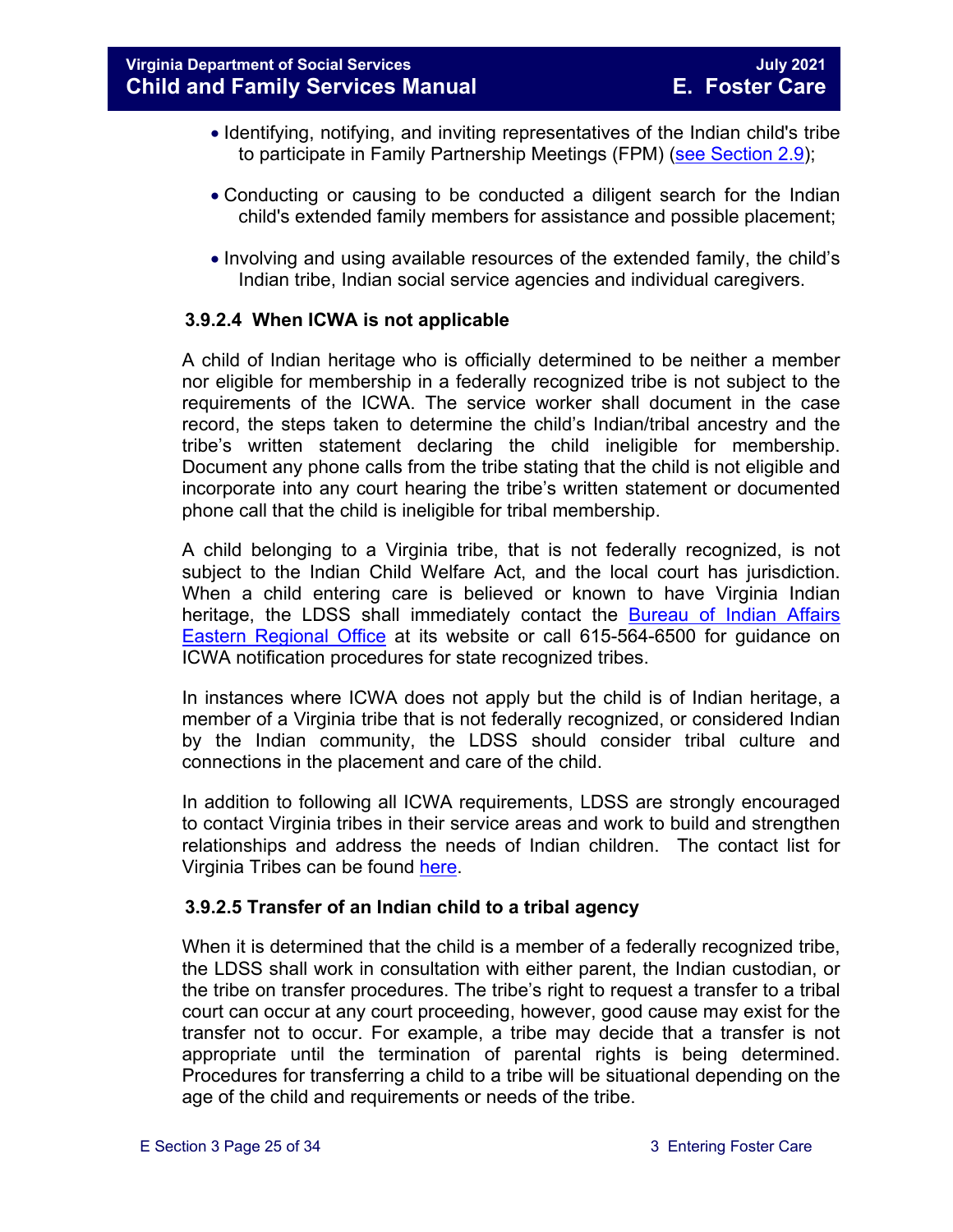- Identifying, notifying, and inviting representatives of the Indian child's tribe to participate in Family Partnership Meetings (FPM) (see Section 2.9);
- Conducting or causing to be conducted a diligent search for the Indian child's extended family members for assistance and possible placement;
- Involving and using available resources of the extended family, the child's Indian tribe, Indian social service agencies and individual caregivers.

### 3.9.2.4 When ICWA is not applicable

A child of Indian heritage who is officially determined to be neither a member nor eligible for membership in a federally recognized tribe is not subject to the requirements of the ICWA. The service worker shall document in the case record, the steps taken to determine the child's Indian/tribal ancestry and the tribe's written statement declaring the child ineligible for membership. Document any phone calls from the tribe stating that the child is not eligible and incorporate into any court hearing the tribe's written statement or documented phone call that the child is ineligible for tribal membership.

A child belonging to a Virginia tribe, that is not federally recognized, is not subject to the Indian Child Welfare Act, and the local court has jurisdiction. When a child entering care is believed or known to have Virginia Indian heritage, the LDSS shall immediately contact the Bureau of Indian Affairs Eastern Regional Office at its website or call 615-564-6500 for guidance on ICWA notification procedures for state recognized tribes.

In instances where ICWA does not apply but the child is of Indian heritage, a member of a Virginia tribe that is not federally recognized, or considered Indian by the Indian community, the LDSS should consider tribal culture and connections in the placement and care of the child.

In addition to following all ICWA requirements, LDSS are strongly encouraged to contact Virginia tribes in their service areas and work to build and strengthen relationships and address the needs of Indian children. The contact list for Virginia Tribes can be found here.

### 3.9.2.5 Transfer of an Indian child to a tribal agency

When it is determined that the child is a member of a federally recognized tribe, the LDSS shall work in consultation with either parent, the Indian custodian, or the tribe on transfer procedures. The tribe's right to request a transfer to a tribal court can occur at any court proceeding, however, good cause may exist for the transfer not to occur. For example, a tribe may decide that a transfer is not appropriate until the termination of parental rights is being determined. Procedures for transferring a child to a tribe will be situational depending on the age of the child and requirements or needs of the tribe.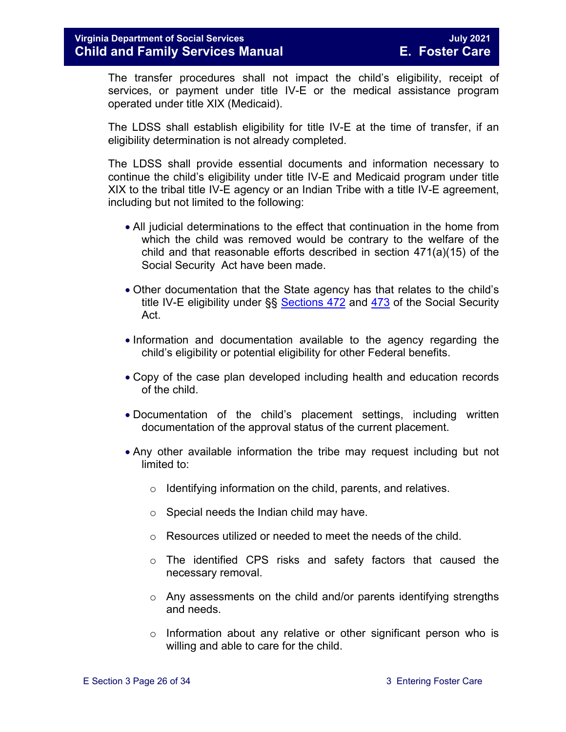The transfer procedures shall not impact the child's eligibility, receipt of services, or payment under title IV-E or the medical assistance program operated under title XIX (Medicaid).

The LDSS shall establish eligibility for title IV-E at the time of transfer, if an eligibility determination is not already completed.

The LDSS shall provide essential documents and information necessary to continue the child's eligibility under title IV-E and Medicaid program under title XIX to the tribal title IV-E agency or an Indian Tribe with a title IV-E agreement, including but not limited to the following:

- All judicial determinations to the effect that continuation in the home from which the child was removed would be contrary to the welfare of the child and that reasonable efforts described in section 471(a)(15) of the Social Security Act have been made.
- Other documentation that the State agency has that relates to the child's title IV-E eligibility under §§ Sections 472 and 473 of the Social Security Act.
- Information and documentation available to the agency regarding the child's eligibility or potential eligibility for other Federal benefits.
- Copy of the case plan developed including health and education records of the child.
- Documentation of the child's placement settings, including written documentation of the approval status of the current placement.
- Any other available information the tribe may request including but not limited to:
    - Identifying information on the child, parents, and relatives.
    - Special needs the Indian child may have.
    - Resources utilized or needed to meet the needs of the child.
    - The identified CPS risks and safety factors that caused the necessary removal.
    - Any assessments on the child and/or parents identifying strengths and needs.
    - Information about any relative or other significant person who is willing and able to care for the child.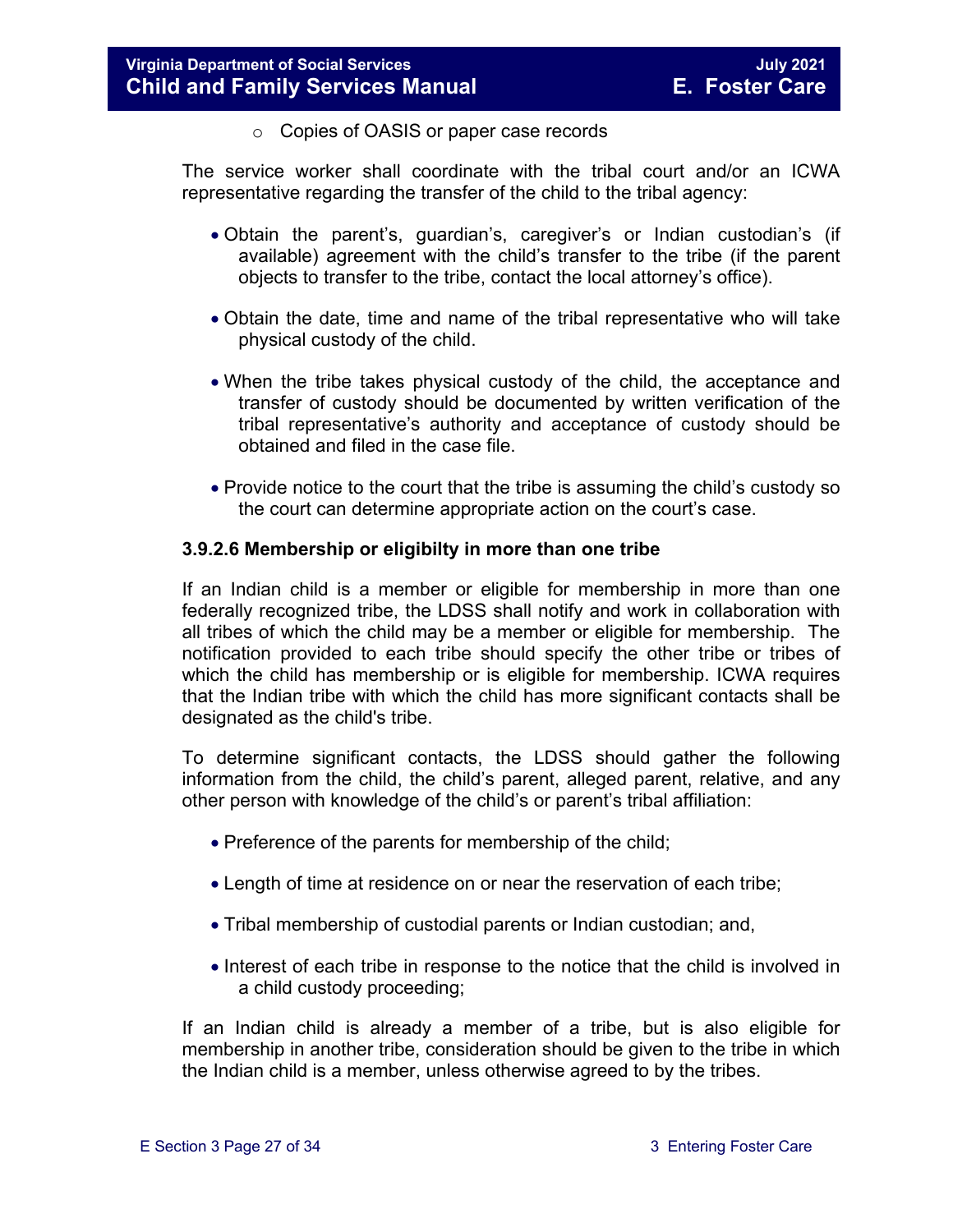- Copies of OASIS or paper case records

The service worker shall coordinate with the tribal court and/or an ICWA representative regarding the transfer of the child to the tribal agency:

- Obtain the parent's, guardian's, caregiver's or Indian custodian's (if available) agreement with the child's transfer to the tribe (if the parent objects to transfer to the tribe, contact the local attorney's office).

- Obtain the date, time and name of the tribal representative who will take physical custody of the child.

- When the tribe takes physical custody of the child, the acceptance and transfer of custody should be documented by written verification of the tribal representative's authority and acceptance of custody should be obtained and filed in the case file.

- Provide notice to the court that the tribe is assuming the child's custody so the court can determine appropriate action on the court's case.

#### 3.9.2.6 Membership or eligibilty in more than one tribe

If an Indian child is a member or eligible for membership in more than one federally recognized tribe, the LDSS shall notify and work in collaboration with all tribes of which the child may be a member or eligible for membership. The notification provided to each tribe should specify the other tribe or tribes of which the child has membership or is eligible for membership. ICWA requires that the Indian tribe with which the child has more significant contacts shall be designated as the child's tribe.

To determine significant contacts, the LDSS should gather the following information from the child, the child's parent, alleged parent, relative, and any other person with knowledge of the child's or parent's tribal affiliation:

- Preference of the parents for membership of the child;

- Length of time at residence on or near the reservation of each tribe;

- Tribal membership of custodial parents or Indian custodian; and,

- Interest of each tribe in response to the notice that the child is involved in a child custody proceeding;

If an Indian child is already a member of a tribe, but is also eligible for membership in another tribe, consideration should be given to the tribe in which the Indian child is a member, unless otherwise agreed to by the tribes.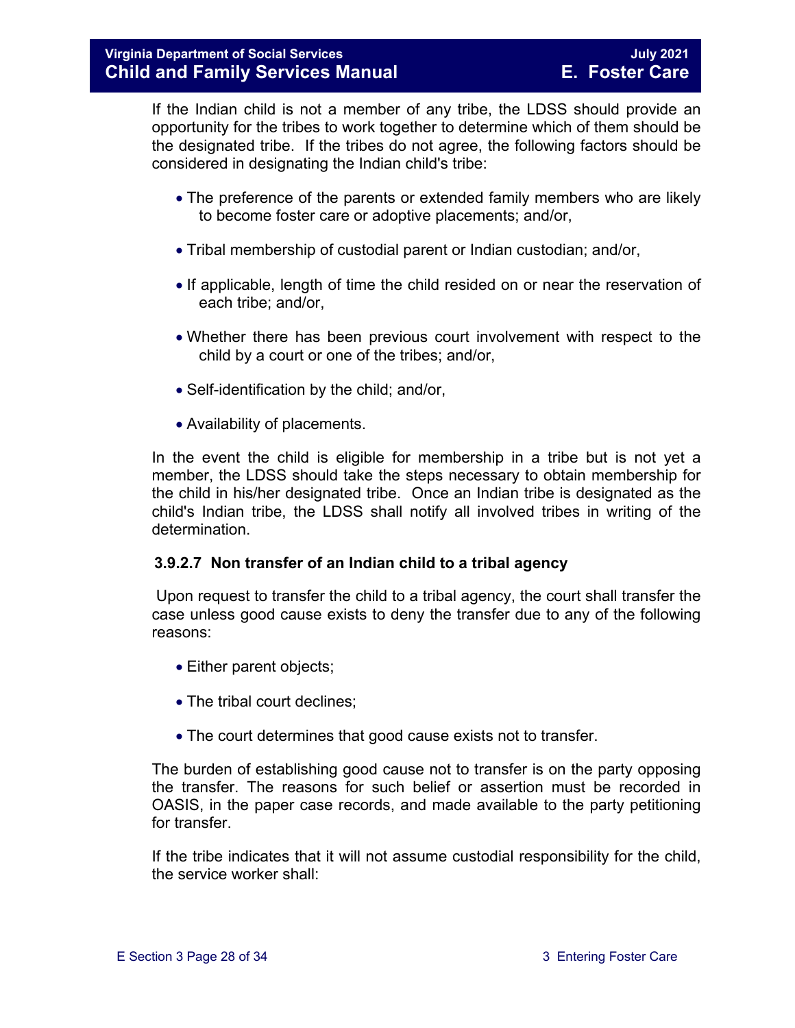If the Indian child is not a member of any tribe, the LDSS should provide an opportunity for the tribes to work together to determine which of them should be the designated tribe. If the tribes do not agree, the following factors should be considered in designating the Indian child's tribe:

- The preference of the parents or extended family members who are likely to become foster care or adoptive placements; and/or,
- Tribal membership of custodial parent or Indian custodian; and/or,
- If applicable, length of time the child resided on or near the reservation of each tribe; and/or,
- Whether there has been previous court involvement with respect to the child by a court or one of the tribes; and/or,
- Self-identification by the child; and/or,
- Availability of placements.

In the event the child is eligible for membership in a tribe but is not yet a member, the LDSS should take the steps necessary to obtain membership for the child in his/her designated tribe. Once an Indian tribe is designated as the child's Indian tribe, the LDSS shall notify all involved tribes in writing of the determination.

#### 3.9.2.7 Non transfer of an Indian child to a tribal agency

Upon request to transfer the child to a tribal agency, the court shall transfer the case unless good cause exists to deny the transfer due to any of the following reasons:

- Either parent objects;
- The tribal court declines;
- The court determines that good cause exists not to transfer.

The burden of establishing good cause not to transfer is on the party opposing the transfer. The reasons for such belief or assertion must be recorded in OASIS, in the paper case records, and made available to the party petitioning for transfer.

If the tribe indicates that it will not assume custodial responsibility for the child, the service worker shall: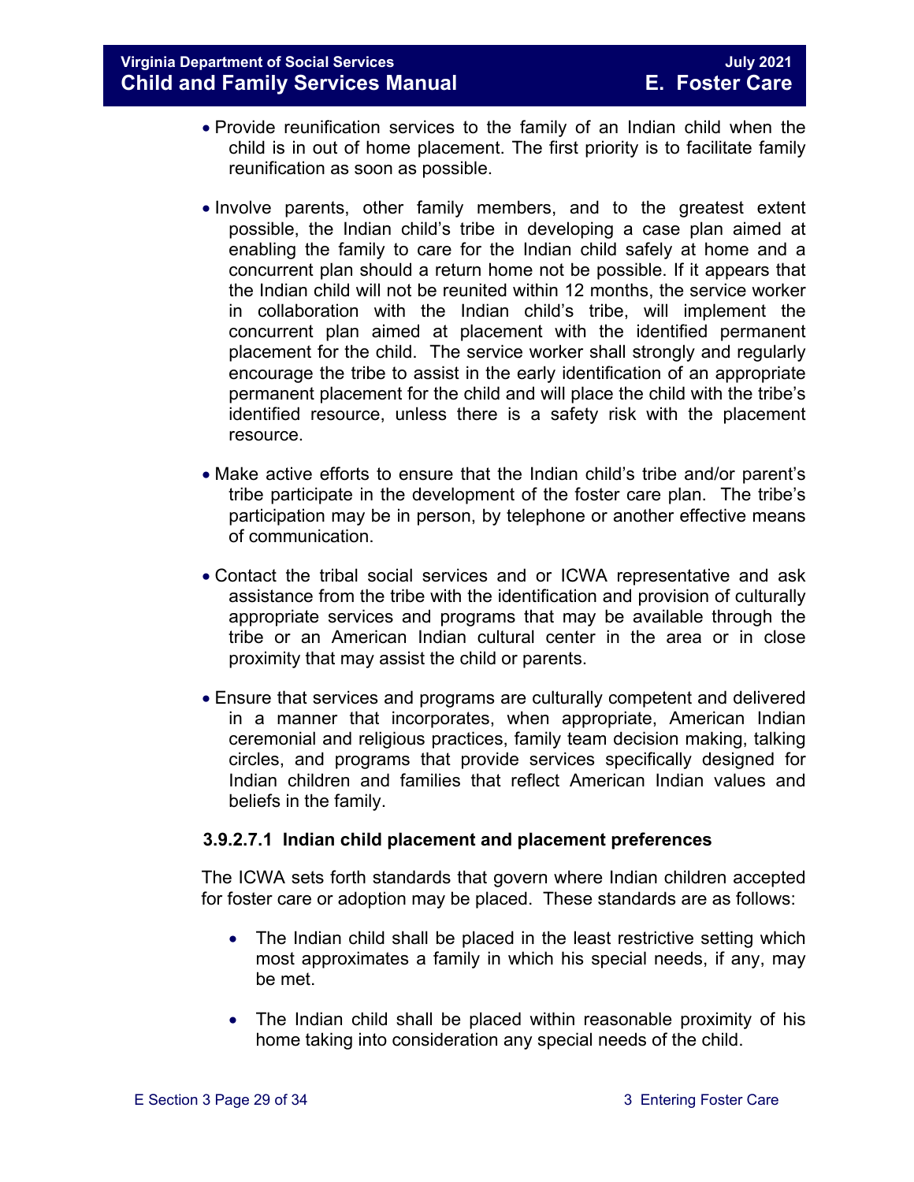- Provide reunification services to the family of an Indian child when the child is in out of home placement. The first priority is to facilitate family reunification as soon as possible.

- Involve parents, other family members, and to the greatest extent possible, the Indian child's tribe in developing a case plan aimed at enabling the family to care for the Indian child safely at home and a concurrent plan should a return home not be possible. If it appears that the Indian child will not be reunited within 12 months, the service worker in collaboration with the Indian child's tribe, will implement the concurrent plan aimed at placement with the identified permanent placement for the child. The service worker shall strongly and regularly encourage the tribe to assist in the early identification of an appropriate permanent placement for the child and will place the child with the tribe's identified resource, unless there is a safety risk with the placement resource.

- Make active efforts to ensure that the Indian child's tribe and/or parent's tribe participate in the development of the foster care plan. The tribe's participation may be in person, by telephone or another effective means of communication.

- Contact the tribal social services and or ICWA representative and ask assistance from the tribe with the identification and provision of culturally appropriate services and programs that may be available through the tribe or an American Indian cultural center in the area or in close proximity that may assist the child or parents.

- Ensure that services and programs are culturally competent and delivered in a manner that incorporates, when appropriate, American Indian ceremonial and religious practices, family team decision making, talking circles, and programs that provide services specifically designed for Indian children and families that reflect American Indian values and beliefs in the family.

#### 3.9.2.7.1 Indian child placement and placement preferences

The ICWA sets forth standards that govern where Indian children accepted for foster care or adoption may be placed. These standards are as follows:

- The Indian child shall be placed in the least restrictive setting which most approximates a family in which his special needs, if any, may be met.

- The Indian child shall be placed within reasonable proximity of his home taking into consideration any special needs of the child.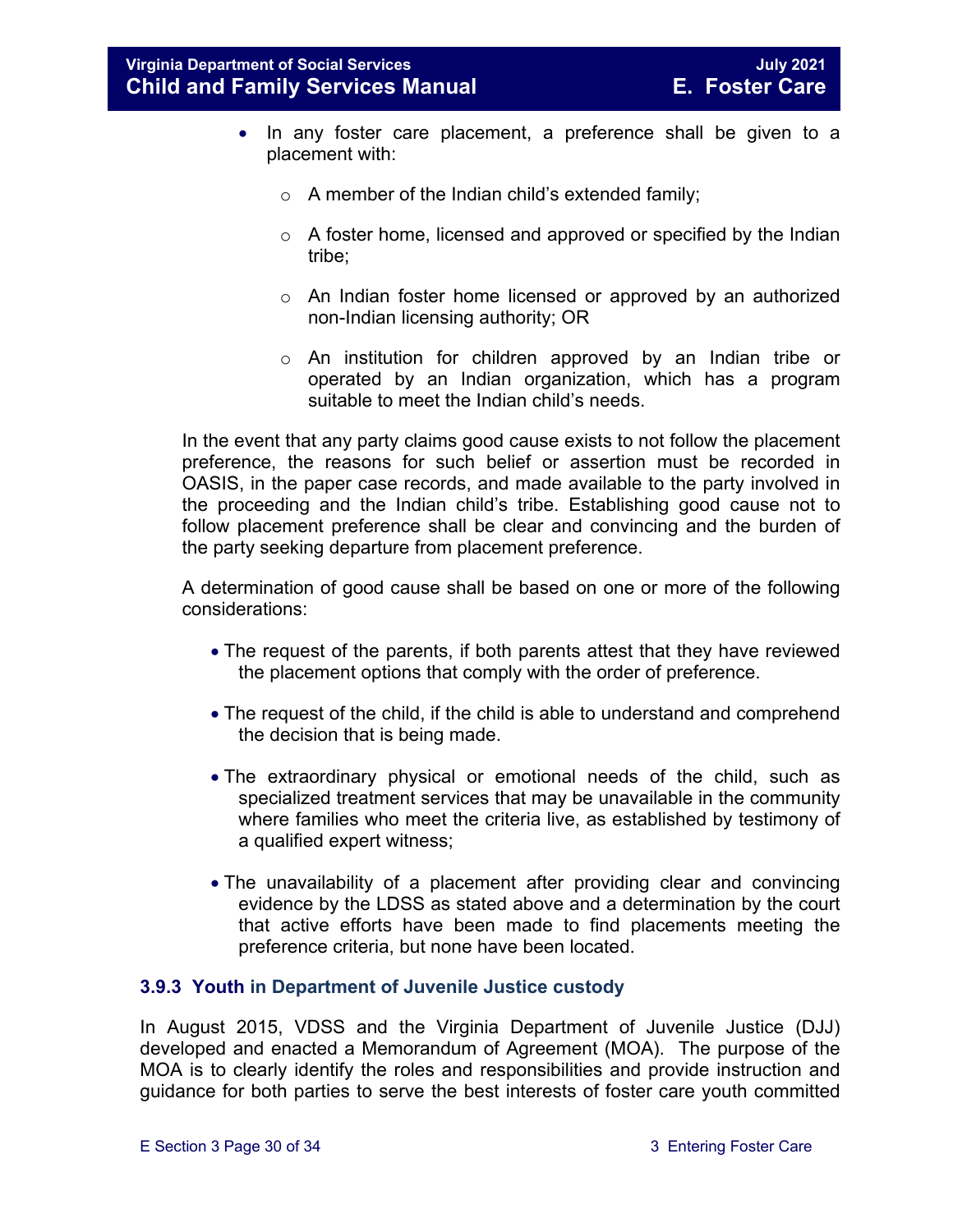- In any foster care placement, a preference shall be given to a placement with:
    - A member of the Indian child's extended family;
    - A foster home, licensed and approved or specified by the Indian tribe;
    - An Indian foster home licensed or approved by an authorized non-Indian licensing authority; OR
    - An institution for children approved by an Indian tribe or operated by an Indian organization, which has a program suitable to meet the Indian child's needs.

In the event that any party claims good cause exists to not follow the placement preference, the reasons for such belief or assertion must be recorded in OASIS, in the paper case records, and made available to the party involved in the proceeding and the Indian child's tribe. Establishing good cause not to follow placement preference shall be clear and convincing and the burden of the party seeking departure from placement preference.

A determination of good cause shall be based on one or more of the following considerations:

- The request of the parents, if both parents attest that they have reviewed the placement options that comply with the order of preference.
- The request of the child, if the child is able to understand and comprehend the decision that is being made.
- The extraordinary physical or emotional needs of the child, such as specialized treatment services that may be unavailable in the community where families who meet the criteria live, as established by testimony of a qualified expert witness;
- The unavailability of a placement after providing clear and convincing evidence by the LDSS as stated above and a determination by the court that active efforts have been made to find placements meeting the preference criteria, but none have been located.

### 3.9.3 Youth in Department of Juvenile Justice custody

In August 2015, VDSS and the Virginia Department of Juvenile Justice (DJJ) developed and enacted a Memorandum of Agreement (MOA). The purpose of the MOA is to clearly identify the roles and responsibilities and provide instruction and guidance for both parties to serve the best interests of foster care youth committed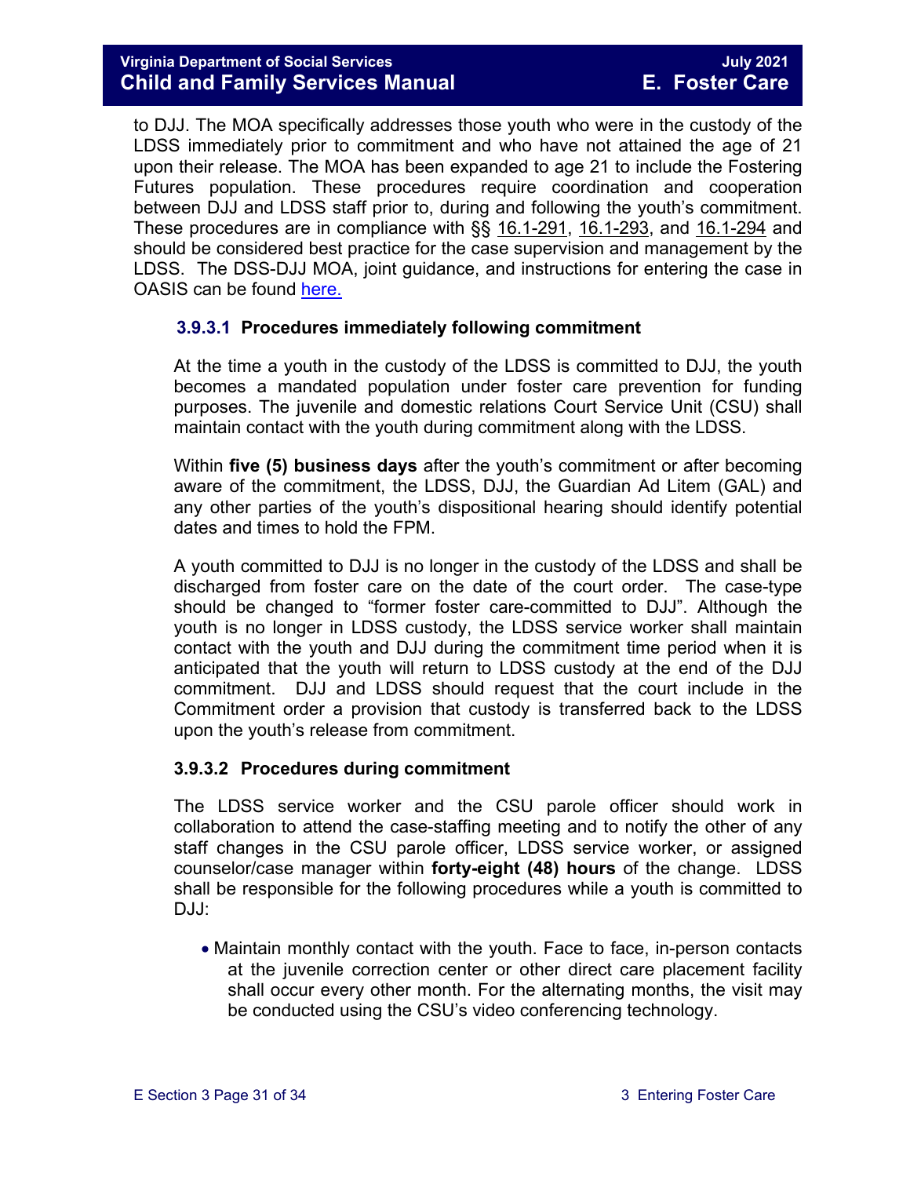to DJJ. The MOA specifically addresses those youth who were in the custody of the LDSS immediately prior to commitment and who have not attained the age of 21 upon their release. The MOA has been expanded to age 21 to include the Fostering Futures population. These procedures require coordination and cooperation between DJJ and LDSS staff prior to, during and following the youth's commitment. These procedures are in compliance with §§ 16.1-291, 16.1-293, and 16.1-294 and should be considered best practice for the case supervision and management by the LDSS. The DSS-DJJ MOA, joint guidance, and instructions for entering the case in OASIS can be found here.

#### 3.9.3.1 Procedures immediately following commitment

At the time a youth in the custody of the LDSS is committed to DJJ, the youth becomes a mandated population under foster care prevention for funding purposes. The juvenile and domestic relations Court Service Unit (CSU) shall maintain contact with the youth during commitment along with the LDSS.

Within **five (5) business days** after the youth's commitment or after becoming aware of the commitment, the LDSS, DJJ, the Guardian Ad Litem (GAL) and any other parties of the youth's dispositional hearing should identify potential dates and times to hold the FPM.

A youth committed to DJJ is no longer in the custody of the LDSS and shall be discharged from foster care on the date of the court order. The case-type should be changed to "former foster care-committed to DJJ". Although the youth is no longer in LDSS custody, the LDSS service worker shall maintain contact with the youth and DJJ during the commitment time period when it is anticipated that the youth will return to LDSS custody at the end of the DJJ commitment. DJJ and LDSS should request that the court include in the Commitment order a provision that custody is transferred back to the LDSS upon the youth's release from commitment.

#### 3.9.3.2 Procedures during commitment

The LDSS service worker and the CSU parole officer should work in collaboration to attend the case-staffing meeting and to notify the other of any staff changes in the CSU parole officer, LDSS service worker, or assigned counselor/case manager within **forty-eight (48) hours** of the change. LDSS shall be responsible for the following procedures while a youth is committed to DJJ:

- Maintain monthly contact with the youth. Face to face, in-person contacts at the juvenile correction center or other direct care placement facility shall occur every other month. For the alternating months, the visit may be conducted using the CSU's video conferencing technology.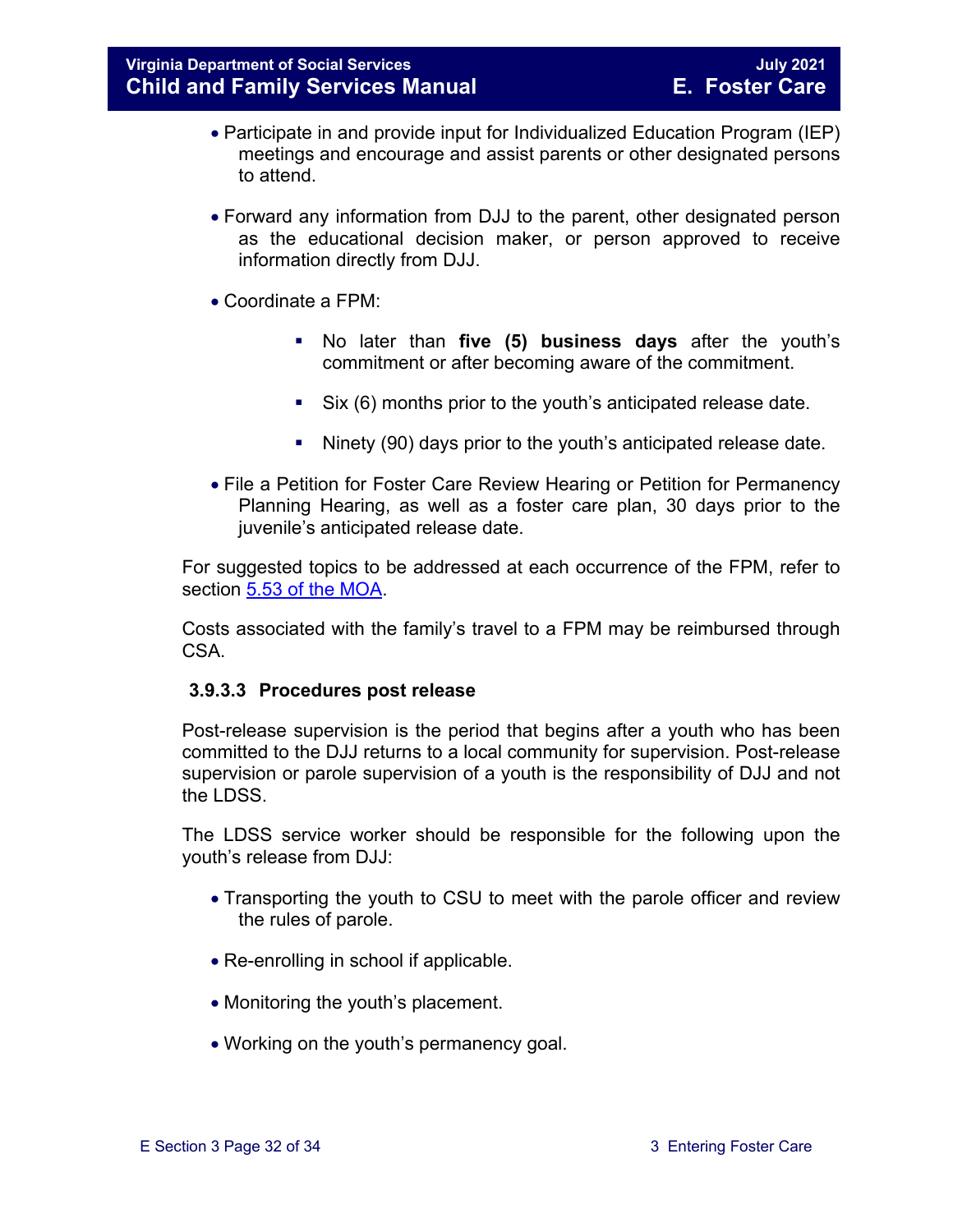- Participate in and provide input for Individualized Education Program (IEP) meetings and encourage and assist parents or other designated persons to attend.

- Forward any information from DJJ to the parent, other designated person as the educational decision maker, or person approved to receive information directly from DJJ.

- Coordinate a FPM:

  - No later than **five (5) business days** after the youth's commitment or after becoming aware of the commitment.

  - Six (6) months prior to the youth's anticipated release date.

  - Ninety (90) days prior to the youth's anticipated release date.

- File a Petition for Foster Care Review Hearing or Petition for Permanency Planning Hearing, as well as a foster care plan, 30 days prior to the juvenile's anticipated release date.

For suggested topics to be addressed at each occurrence of the FPM, refer to section [5.53 of the MOA](#).

Costs associated with the family's travel to a FPM may be reimbursed through CSA.

#### 3.9.3.3 Procedures post release

Post-release supervision is the period that begins after a youth who has been committed to the DJJ returns to a local community for supervision. Post-release supervision or parole supervision of a youth is the responsibility of DJJ and not the LDSS.

The LDSS service worker should be responsible for the following upon the youth's release from DJJ:

- Transporting the youth to CSU to meet with the parole officer and review the rules of parole.

- Re-enrolling in school if applicable.

- Monitoring the youth's placement.

- Working on the youth's permanency goal.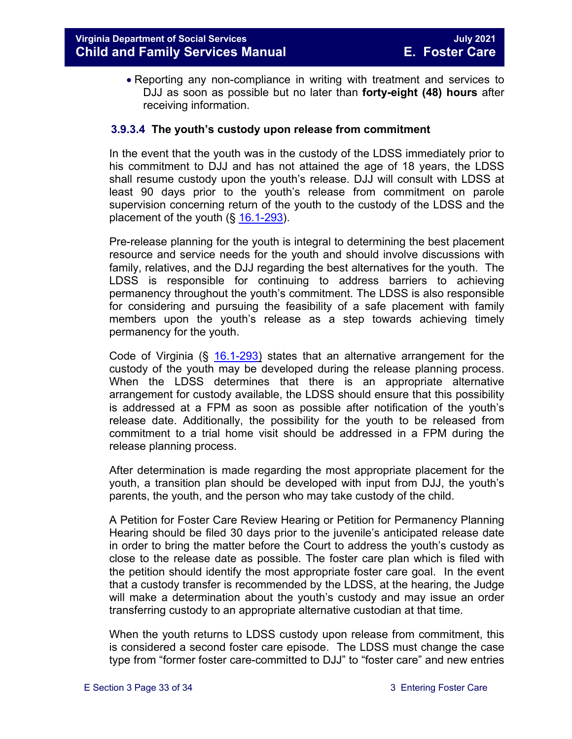- Reporting any non-compliance in writing with treatment and services to DJJ as soon as possible but no later than **forty-eight (48) hours** after receiving information.

### 3.9.3.4 The youth's custody upon release from commitment

In the event that the youth was in the custody of the LDSS immediately prior to his commitment to DJJ and has not attained the age of 18 years, the LDSS shall resume custody upon the youth's release. DJJ will consult with LDSS at least 90 days prior to the youth's release from commitment on parole supervision concerning return of the youth to the custody of the LDSS and the placement of the youth (§ [16.1-293](https://law.lis.virginia.gov/vacode/16.1-293/)).

Pre-release planning for the youth is integral to determining the best placement resource and service needs for the youth and should involve discussions with family, relatives, and the DJJ regarding the best alternatives for the youth. The LDSS is responsible for continuing to address barriers to achieving permanency throughout the youth's commitment. The LDSS is also responsible for considering and pursuing the feasibility of a safe placement with family members upon the youth's release as a step towards achieving timely permanency for the youth.

Code of Virginia (§ [16.1-293](https://law.lis.virginia.gov/vacode/16.1-293/)) states that an alternative arrangement for the custody of the youth may be developed during the release planning process. When the LDSS determines that there is an appropriate alternative arrangement for custody available, the LDSS should ensure that this possibility is addressed at a FPM as soon as possible after notification of the youth's release date. Additionally, the possibility for the youth to be released from commitment to a trial home visit should be addressed in a FPM during the release planning process.

After determination is made regarding the most appropriate placement for the youth, a transition plan should be developed with input from DJJ, the youth's parents, the youth, and the person who may take custody of the child.

A Petition for Foster Care Review Hearing or Petition for Permanency Planning Hearing should be filed 30 days prior to the juvenile's anticipated release date in order to bring the matter before the Court to address the youth's custody as close to the release date as possible. The foster care plan which is filed with the petition should identify the most appropriate foster care goal. In the event that a custody transfer is recommended by the LDSS, at the hearing, the Judge will make a determination about the youth's custody and may issue an order transferring custody to an appropriate alternative custodian at that time.

When the youth returns to LDSS custody upon release from commitment, this is considered a second foster care episode. The LDSS must change the case type from "former foster care-committed to DJJ" to "foster care" and new entries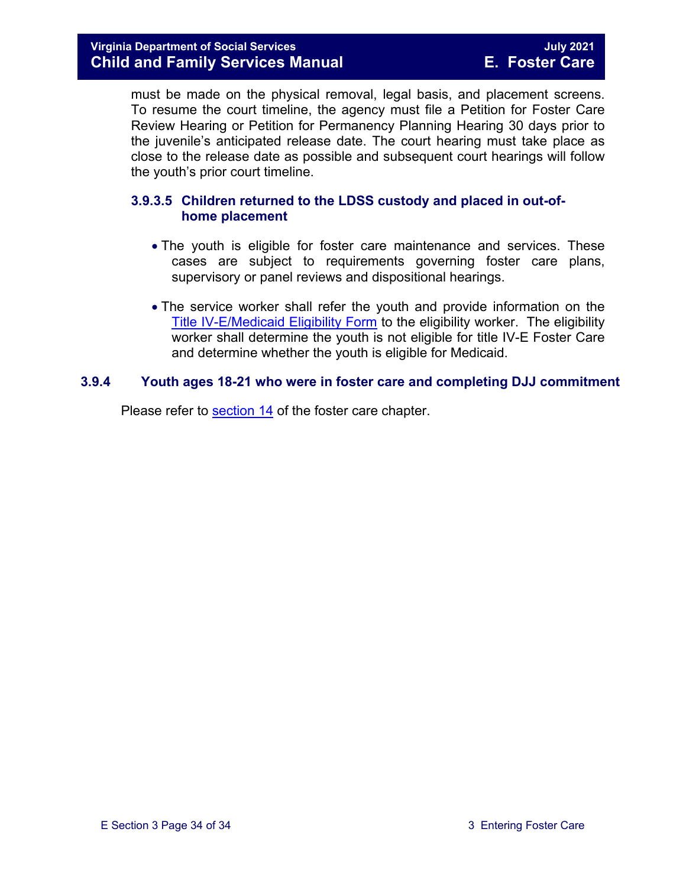must be made on the physical removal, legal basis, and placement screens. To resume the court timeline, the agency must file a Petition for Foster Care Review Hearing or Petition for Permanency Planning Hearing 30 days prior to the juvenile's anticipated release date. The court hearing must take place as close to the release date as possible and subsequent court hearings will follow the youth's prior court timeline.

#### 3.9.3.5 Children returned to the LDSS custody and placed in out-of-home placement

- The youth is eligible for foster care maintenance and services. These cases are subject to requirements governing foster care plans, supervisory or panel reviews and dispositional hearings.
- The service worker shall refer the youth and provide information on the Title IV-E/Medicaid Eligibility Form to the eligibility worker. The eligibility worker shall determine the youth is not eligible for title IV-E Foster Care and determine whether the youth is eligible for Medicaid.

### 3.9.4 Youth ages 18-21 who were in foster care and completing DJJ commitment

Please refer to section 14 of the foster care chapter.